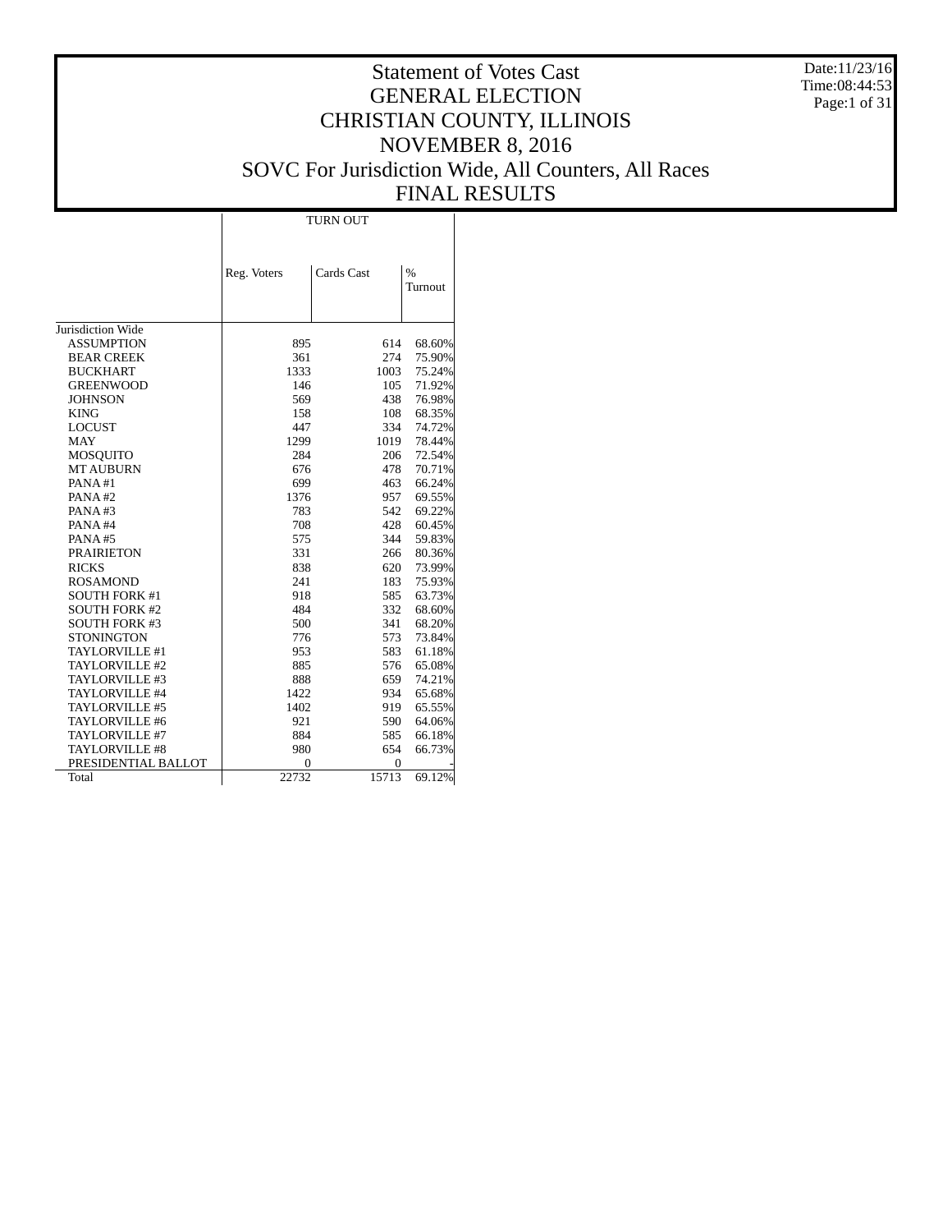# Statement of Votes Cast
# GENERAL ELECTION
# CHRISTIAN COUNTY, ILLINOIS
# NOVEMBER 8, 2016
# SOVC For Jurisdiction Wide, All Counters, All Races
# FINAL RESULTS

Date:11/23/16
Time:08:44:53

| | TURN OUT | | |
|---|---|---|---|
| | Reg. Voters | Cards Cast | % Turnout |
| Jurisdiction Wide | | | |
| ASSUMPTION | 895 | 614 | 68.60% |
| BEAR CREEK | 361 | 274 | 75.90% |
| BUCKHART | 1333 | 1003 | 75.24% |
| GREENWOOD | 146 | 105 | 71.92% |
| JOHNSON | 569 | 438 | 76.98% |
| KING | 158 | 108 | 68.35% |
| LOCUST | 447 | 334 | 74.72% |
| MAY | 1299 | 1019 | 78.44% |
| MOSQUITO | 284 | 206 | 72.54% |
| MT AUBURN | 676 | 478 | 70.71% |
| PANA #1 | 699 | 463 | 66.24% |
| PANA #2 | 1376 | 957 | 69.55% |
| PANA #3 | 783 | 542 | 69.22% |
| PANA #4 | 708 | 428 | 60.45% |
| PANA #5 | 575 | 344 | 59.83% |
| PRAIRIETON | 331 | 266 | 80.36% |
| RICKS | 838 | 620 | 73.99% |
| ROSAMOND | 241 | 183 | 75.93% |
| SOUTH FORK #1 | 918 | 585 | 63.73% |
| SOUTH FORK #2 | 484 | 332 | 68.60% |
| SOUTH FORK #3 | 500 | 341 | 68.20% |
| STONINGTON | 776 | 573 | 73.84% |
| TAYLORVILLE #1 | 953 | 583 | 61.18% |
| TAYLORVILLE #2 | 885 | 576 | 65.08% |
| TAYLORVILLE #3 | 888 | 659 | 74.21% |
| TAYLORVILLE #4 | 1422 | 934 | 65.68% |
| TAYLORVILLE #5 | 1402 | 919 | 65.55% |
| TAYLORVILLE #6 | 921 | 590 | 64.06% |
| TAYLORVILLE #7 | 884 | 585 | 66.18% |
| TAYLORVILLE #8 | 980 | 654 | 66.73% |
| PRESIDENTIAL BALLOT | 0 | 0 | - |
| Total | 22732 | 15713 | 69.12% |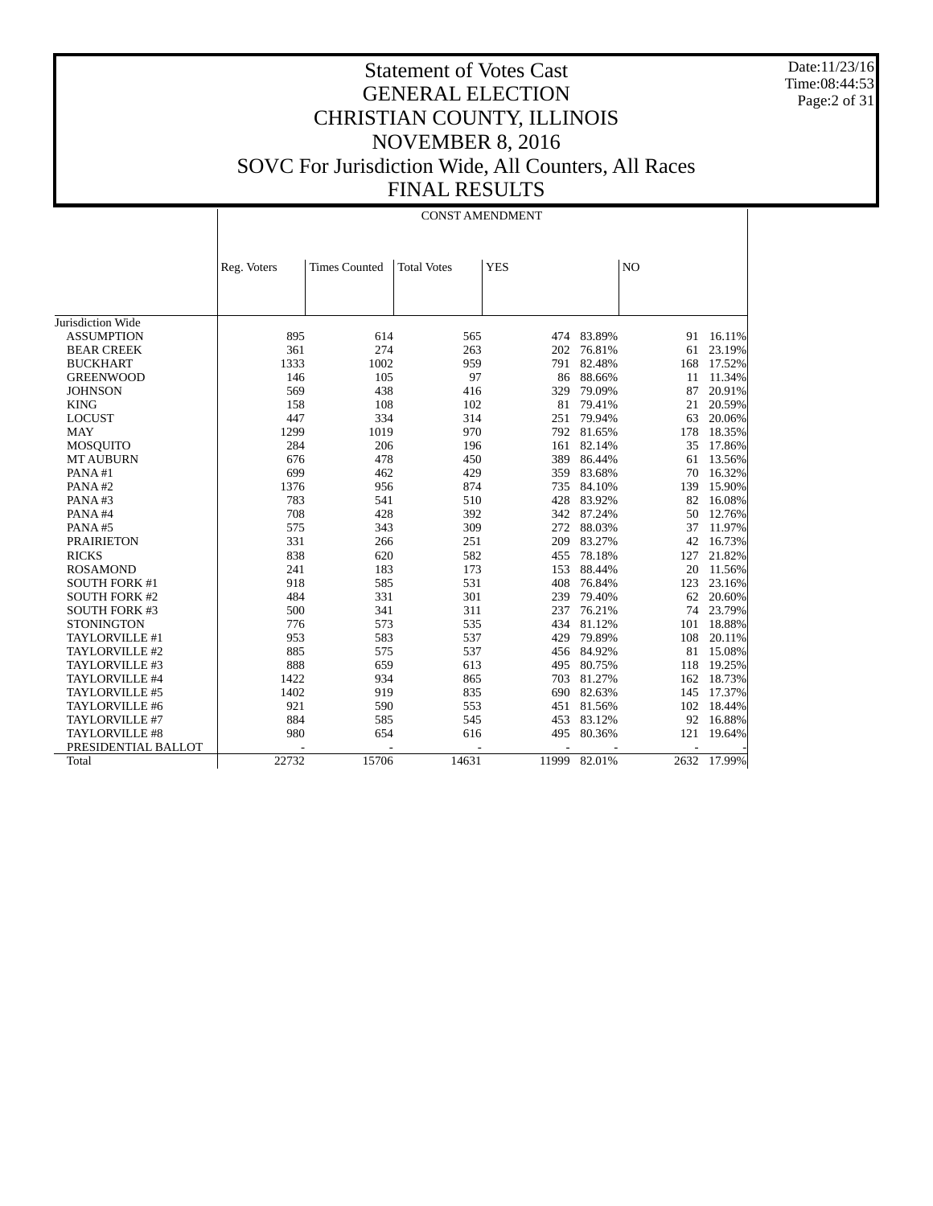# Statement of Votes Cast
# GENERAL ELECTION
# CHRISTIAN COUNTY, ILLINOIS
# NOVEMBER 8, 2016
# SOVC For Jurisdiction Wide, All Counters, All Races
# FINAL RESULTS

Date:11/23/16
Time:08:44:53

| | CONST AMENDMENT | | | | | | |
|---|---|---|---|---|---|---|---|
| | Reg. Voters | Times Counted | Total Votes | YES | | NO | |
| Jurisdiction Wide | | | | | | | |
| ASSUMPTION | 895 | 614 | 565 | 474 | 83.89% | 91 | 16.11% |
| BEAR CREEK | 361 | 274 | 263 | 202 | 76.81% | 61 | 23.19% |
| BUCKHART | 1333 | 1002 | 959 | 791 | 82.48% | 168 | 17.52% |
| GREENWOOD | 146 | 105 | 97 | 86 | 88.66% | 11 | 11.34% |
| JOHNSON | 569 | 438 | 416 | 329 | 79.09% | 87 | 20.91% |
| KING | 158 | 108 | 102 | 81 | 79.41% | 21 | 20.59% |
| LOCUST | 447 | 334 | 314 | 251 | 79.94% | 63 | 20.06% |
| MAY | 1299 | 1019 | 970 | 792 | 81.65% | 178 | 18.35% |
| MOSQUITO | 284 | 206 | 196 | 161 | 82.14% | 35 | 17.86% |
| MT AUBURN | 676 | 478 | 450 | 389 | 86.44% | 61 | 13.56% |
| PANA #1 | 699 | 462 | 429 | 359 | 83.68% | 70 | 16.32% |
| PANA #2 | 1376 | 956 | 874 | 735 | 84.10% | 139 | 15.90% |
| PANA #3 | 783 | 541 | 510 | 428 | 83.92% | 82 | 16.08% |
| PANA #4 | 708 | 428 | 392 | 342 | 87.24% | 50 | 12.76% |
| PANA #5 | 575 | 343 | 309 | 272 | 88.03% | 37 | 11.97% |
| PRAIRIETON | 331 | 266 | 251 | 209 | 83.27% | 42 | 16.73% |
| RICKS | 838 | 620 | 582 | 455 | 78.18% | 127 | 21.82% |
| ROSAMOND | 241 | 183 | 173 | 153 | 88.44% | 20 | 11.56% |
| SOUTH FORK #1 | 918 | 585 | 531 | 408 | 76.84% | 123 | 23.16% |
| SOUTH FORK #2 | 484 | 331 | 301 | 239 | 79.40% | 62 | 20.60% |
| SOUTH FORK #3 | 500 | 341 | 311 | 237 | 76.21% | 74 | 23.79% |
| STONINGTON | 776 | 573 | 535 | 434 | 81.12% | 101 | 18.88% |
| TAYLORVILLE #1 | 953 | 583 | 537 | 429 | 79.89% | 108 | 20.11% |
| TAYLORVILLE #2 | 885 | 575 | 537 | 456 | 84.92% | 81 | 15.08% |
| TAYLORVILLE #3 | 888 | 659 | 613 | 495 | 80.75% | 118 | 19.25% |
| TAYLORVILLE #4 | 1422 | 934 | 865 | 703 | 81.27% | 162 | 18.73% |
| TAYLORVILLE #5 | 1402 | 919 | 835 | 690 | 82.63% | 145 | 17.37% |
| TAYLORVILLE #6 | 921 | 590 | 553 | 451 | 81.56% | 102 | 18.44% |
| TAYLORVILLE #7 | 884 | 585 | 545 | 453 | 83.12% | 92 | 16.88% |
| TAYLORVILLE #8 | 980 | 654 | 616 | 495 | 80.36% | 121 | 19.64% |
| PRESIDENTIAL BALLOT | - | - | - | - | - | - | - |
| Total | 22732 | 15706 | 14631 | 11999 | 82.01% | 2632 | 17.99% |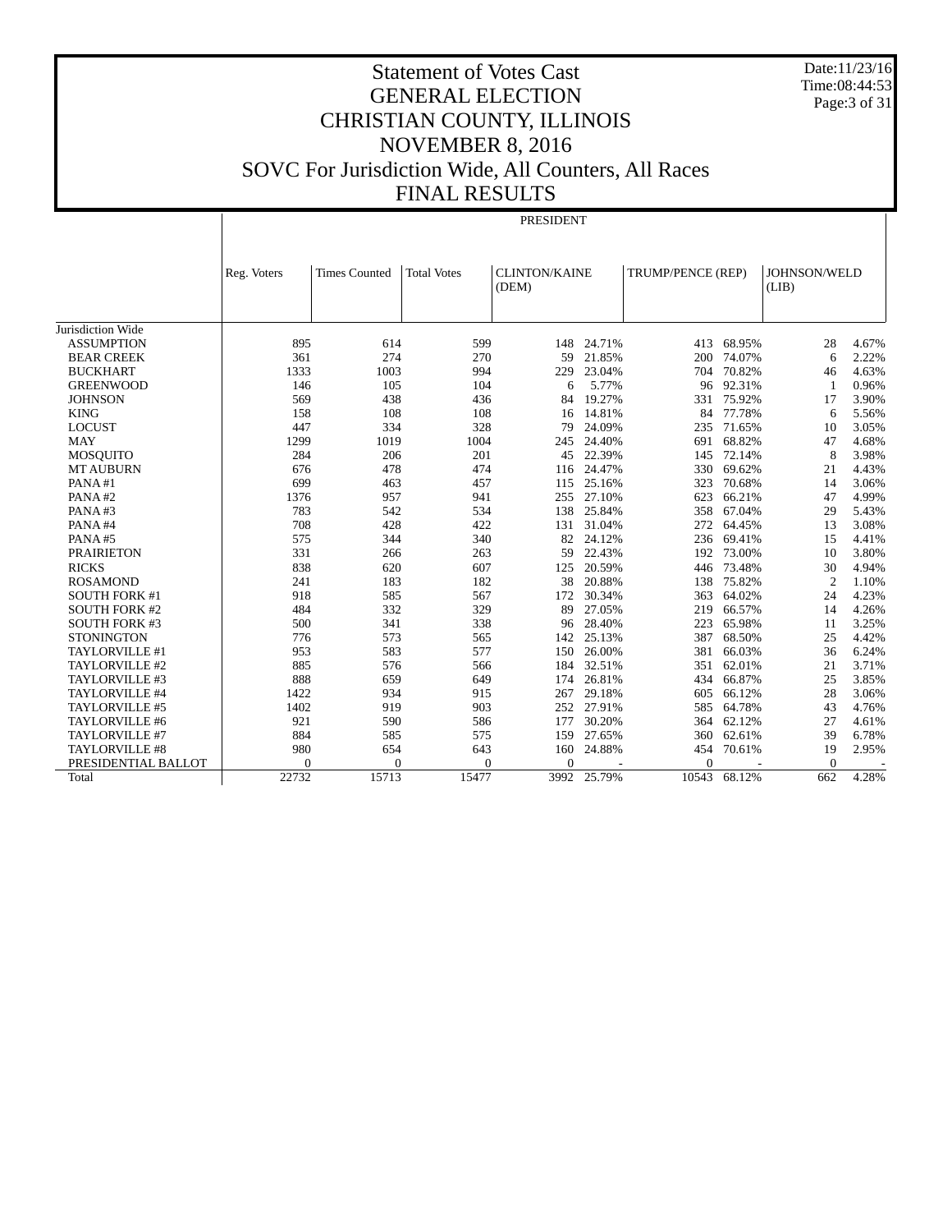# Statement of Votes Cast
# GENERAL ELECTION
# CHRISTIAN COUNTY, ILLINOIS
# NOVEMBER 8, 2016
# SOVC For Jurisdiction Wide, All Counters, All Races
# FINAL RESULTS

Date:11/23/16
Time:08:44:53

| | | | | PRESIDENT | | | | | |
|---|---|---|---|---|---|---|---|---|---|
| | Reg. Voters | Times Counted | Total Votes | CLINTON/KAINE (DEM) | | TRUMP/PENCE (REP) | | JOHNSON/WELD (LIB) | |
| Jurisdiction Wide | | | | | | | | | |
| ASSUMPTION | 895 | 614 | 599 | 148 | 24.71% | 413 | 68.95% | 28 | 4.67% |
| BEAR CREEK | 361 | 274 | 270 | 59 | 21.85% | 200 | 74.07% | 6 | 2.22% |
| BUCKHART | 1333 | 1003 | 994 | 229 | 23.04% | 704 | 70.82% | 46 | 4.63% |
| GREENWOOD | 146 | 105 | 104 | 6 | 5.77% | 96 | 92.31% | 1 | 0.96% |
| JOHNSON | 569 | 438 | 436 | 84 | 19.27% | 331 | 75.92% | 17 | 3.90% |
| KING | 158 | 108 | 108 | 16 | 14.81% | 84 | 77.78% | 6 | 5.56% |
| LOCUST | 447 | 334 | 328 | 79 | 24.09% | 235 | 71.65% | 10 | 3.05% |
| MAY | 1299 | 1019 | 1004 | 245 | 24.40% | 691 | 68.82% | 47 | 4.68% |
| MOSQUITO | 284 | 206 | 201 | 45 | 22.39% | 145 | 72.14% | 8 | 3.98% |
| MT AUBURN | 676 | 478 | 474 | 116 | 24.47% | 330 | 69.62% | 21 | 4.43% |
| PANA #1 | 699 | 463 | 457 | 115 | 25.16% | 323 | 70.68% | 14 | 3.06% |
| PANA #2 | 1376 | 957 | 941 | 255 | 27.10% | 623 | 66.21% | 47 | 4.99% |
| PANA #3 | 783 | 542 | 534 | 138 | 25.84% | 358 | 67.04% | 29 | 5.43% |
| PANA #4 | 708 | 428 | 422 | 131 | 31.04% | 272 | 64.45% | 13 | 3.08% |
| PANA #5 | 575 | 344 | 340 | 82 | 24.12% | 236 | 69.41% | 15 | 4.41% |
| PRAIRIETON | 331 | 266 | 263 | 59 | 22.43% | 192 | 73.00% | 10 | 3.80% |
| RICKS | 838 | 620 | 607 | 125 | 20.59% | 446 | 73.48% | 30 | 4.94% |
| ROSAMOND | 241 | 183 | 182 | 38 | 20.88% | 138 | 75.82% | 2 | 1.10% |
| SOUTH FORK #1 | 918 | 585 | 567 | 172 | 30.34% | 363 | 64.02% | 24 | 4.23% |
| SOUTH FORK #2 | 484 | 332 | 329 | 89 | 27.05% | 219 | 66.57% | 14 | 4.26% |
| SOUTH FORK #3 | 500 | 341 | 338 | 96 | 28.40% | 223 | 65.98% | 11 | 3.25% |
| STONINGTON | 776 | 573 | 565 | 142 | 25.13% | 387 | 68.50% | 25 | 4.42% |
| TAYLORVILLE #1 | 953 | 583 | 577 | 150 | 26.00% | 381 | 66.03% | 36 | 6.24% |
| TAYLORVILLE #2 | 885 | 576 | 566 | 184 | 32.51% | 351 | 62.01% | 21 | 3.71% |
| TAYLORVILLE #3 | 888 | 659 | 649 | 174 | 26.81% | 434 | 66.87% | 25 | 3.85% |
| TAYLORVILLE #4 | 1422 | 934 | 915 | 267 | 29.18% | 605 | 66.12% | 28 | 3.06% |
| TAYLORVILLE #5 | 1402 | 919 | 903 | 252 | 27.91% | 585 | 64.78% | 43 | 4.76% |
| TAYLORVILLE #6 | 921 | 590 | 586 | 177 | 30.20% | 364 | 62.12% | 27 | 4.61% |
| TAYLORVILLE #7 | 884 | 585 | 575 | 159 | 27.65% | 360 | 62.61% | 39 | 6.78% |
| TAYLORVILLE #8 | 980 | 654 | 643 | 160 | 24.88% | 454 | 70.61% | 19 | 2.95% |
| PRESIDENTIAL BALLOT | 0 | 0 | 0 | 0 | - | 0 | - | 0 | - |
| Total | 22732 | 15713 | 15477 | 3992 | 25.79% | 10543 | 68.12% | 662 | 4.28% |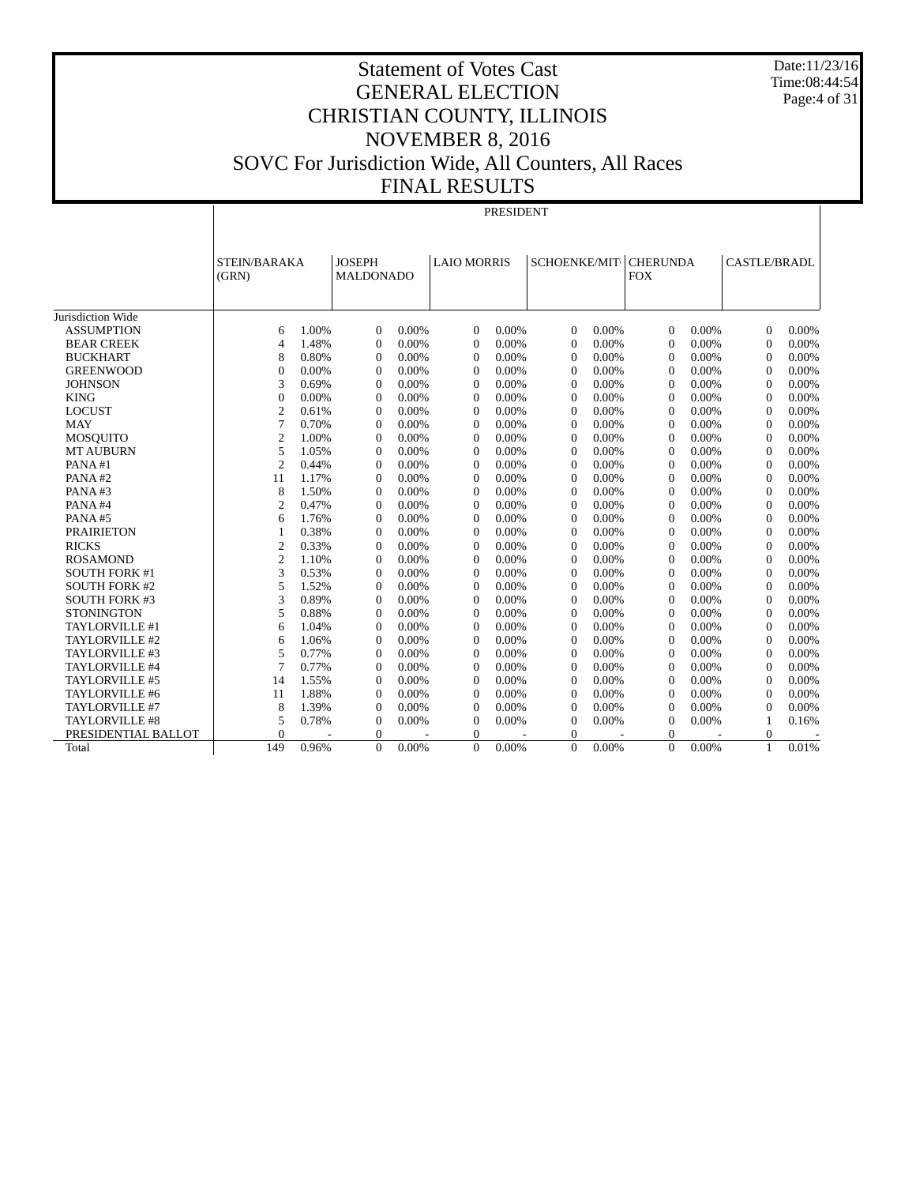# Statement of Votes Cast
# GENERAL ELECTION
# CHRISTIAN COUNTY, ILLINOIS
# NOVEMBER 8, 2016
# SOVC For Jurisdiction Wide, All Counters, All Races
# FINAL RESULTS

Date:11/23/16
Time:08:44:54

| | PRESIDENT | | | | | | | | | | | |
|---|---|---|---|---|---|---|---|---|---|---|---|---|
| | STEIN/BARAKA (GRN) | | JOSEPH MALDONADO | | LAIO MORRIS | | SCHOENKE/MIT | | CHERUNDA FOX | | CASTLE/BRADL | |
| Jurisdiction Wide | | | | | | | | | | | | |
| ASSUMPTION | 6 | 1.00% | 0 | 0.00% | 0 | 0.00% | 0 | 0.00% | 0 | 0.00% | 0 | 0.00% |
| BEAR CREEK | 4 | 1.48% | 0 | 0.00% | 0 | 0.00% | 0 | 0.00% | 0 | 0.00% | 0 | 0.00% |
| BUCKHART | 8 | 0.80% | 0 | 0.00% | 0 | 0.00% | 0 | 0.00% | 0 | 0.00% | 0 | 0.00% |
| GREENWOOD | 0 | 0.00% | 0 | 0.00% | 0 | 0.00% | 0 | 0.00% | 0 | 0.00% | 0 | 0.00% |
| JOHNSON | 3 | 0.69% | 0 | 0.00% | 0 | 0.00% | 0 | 0.00% | 0 | 0.00% | 0 | 0.00% |
| KING | 0 | 0.00% | 0 | 0.00% | 0 | 0.00% | 0 | 0.00% | 0 | 0.00% | 0 | 0.00% |
| LOCUST | 2 | 0.61% | 0 | 0.00% | 0 | 0.00% | 0 | 0.00% | 0 | 0.00% | 0 | 0.00% |
| MAY | 7 | 0.70% | 0 | 0.00% | 0 | 0.00% | 0 | 0.00% | 0 | 0.00% | 0 | 0.00% |
| MOSQUITO | 2 | 1.00% | 0 | 0.00% | 0 | 0.00% | 0 | 0.00% | 0 | 0.00% | 0 | 0.00% |
| MT AUBURN | 5 | 1.05% | 0 | 0.00% | 0 | 0.00% | 0 | 0.00% | 0 | 0.00% | 0 | 0.00% |
| PANA #1 | 2 | 0.44% | 0 | 0.00% | 0 | 0.00% | 0 | 0.00% | 0 | 0.00% | 0 | 0.00% |
| PANA #2 | 11 | 1.17% | 0 | 0.00% | 0 | 0.00% | 0 | 0.00% | 0 | 0.00% | 0 | 0.00% |
| PANA #3 | 8 | 1.50% | 0 | 0.00% | 0 | 0.00% | 0 | 0.00% | 0 | 0.00% | 0 | 0.00% |
| PANA #4 | 2 | 0.47% | 0 | 0.00% | 0 | 0.00% | 0 | 0.00% | 0 | 0.00% | 0 | 0.00% |
| PANA #5 | 6 | 1.76% | 0 | 0.00% | 0 | 0.00% | 0 | 0.00% | 0 | 0.00% | 0 | 0.00% |
| PRAIRIETON | 1 | 0.38% | 0 | 0.00% | 0 | 0.00% | 0 | 0.00% | 0 | 0.00% | 0 | 0.00% |
| RICKS | 2 | 0.33% | 0 | 0.00% | 0 | 0.00% | 0 | 0.00% | 0 | 0.00% | 0 | 0.00% |
| ROSAMOND | 2 | 1.10% | 0 | 0.00% | 0 | 0.00% | 0 | 0.00% | 0 | 0.00% | 0 | 0.00% |
| SOUTH FORK #1 | 3 | 0.53% | 0 | 0.00% | 0 | 0.00% | 0 | 0.00% | 0 | 0.00% | 0 | 0.00% |
| SOUTH FORK #2 | 5 | 1.52% | 0 | 0.00% | 0 | 0.00% | 0 | 0.00% | 0 | 0.00% | 0 | 0.00% |
| SOUTH FORK #3 | 3 | 0.89% | 0 | 0.00% | 0 | 0.00% | 0 | 0.00% | 0 | 0.00% | 0 | 0.00% |
| STONINGTON | 5 | 0.88% | 0 | 0.00% | 0 | 0.00% | 0 | 0.00% | 0 | 0.00% | 0 | 0.00% |
| TAYLORVILLE #1 | 6 | 1.04% | 0 | 0.00% | 0 | 0.00% | 0 | 0.00% | 0 | 0.00% | 0 | 0.00% |
| TAYLORVILLE #2 | 6 | 1.06% | 0 | 0.00% | 0 | 0.00% | 0 | 0.00% | 0 | 0.00% | 0 | 0.00% |
| TAYLORVILLE #3 | 5 | 0.77% | 0 | 0.00% | 0 | 0.00% | 0 | 0.00% | 0 | 0.00% | 0 | 0.00% |
| TAYLORVILLE #4 | 7 | 0.77% | 0 | 0.00% | 0 | 0.00% | 0 | 0.00% | 0 | 0.00% | 0 | 0.00% |
| TAYLORVILLE #5 | 14 | 1.55% | 0 | 0.00% | 0 | 0.00% | 0 | 0.00% | 0 | 0.00% | 0 | 0.00% |
| TAYLORVILLE #6 | 11 | 1.88% | 0 | 0.00% | 0 | 0.00% | 0 | 0.00% | 0 | 0.00% | 0 | 0.00% |
| TAYLORVILLE #7 | 8 | 1.39% | 0 | 0.00% | 0 | 0.00% | 0 | 0.00% | 0 | 0.00% | 0 | 0.00% |
| TAYLORVILLE #8 | 5 | 0.78% | 0 | 0.00% | 0 | 0.00% | 0 | 0.00% | 0 | 0.00% | 1 | 0.16% |
| PRESIDENTIAL BALLOT | 0 | - | 0 | - | 0 | - | 0 | - | 0 | - | 0 | - |
| Total | 149 | 0.96% | 0 | 0.00% | 0 | 0.00% | 0 | 0.00% | 0 | 0.00% | 1 | 0.01% |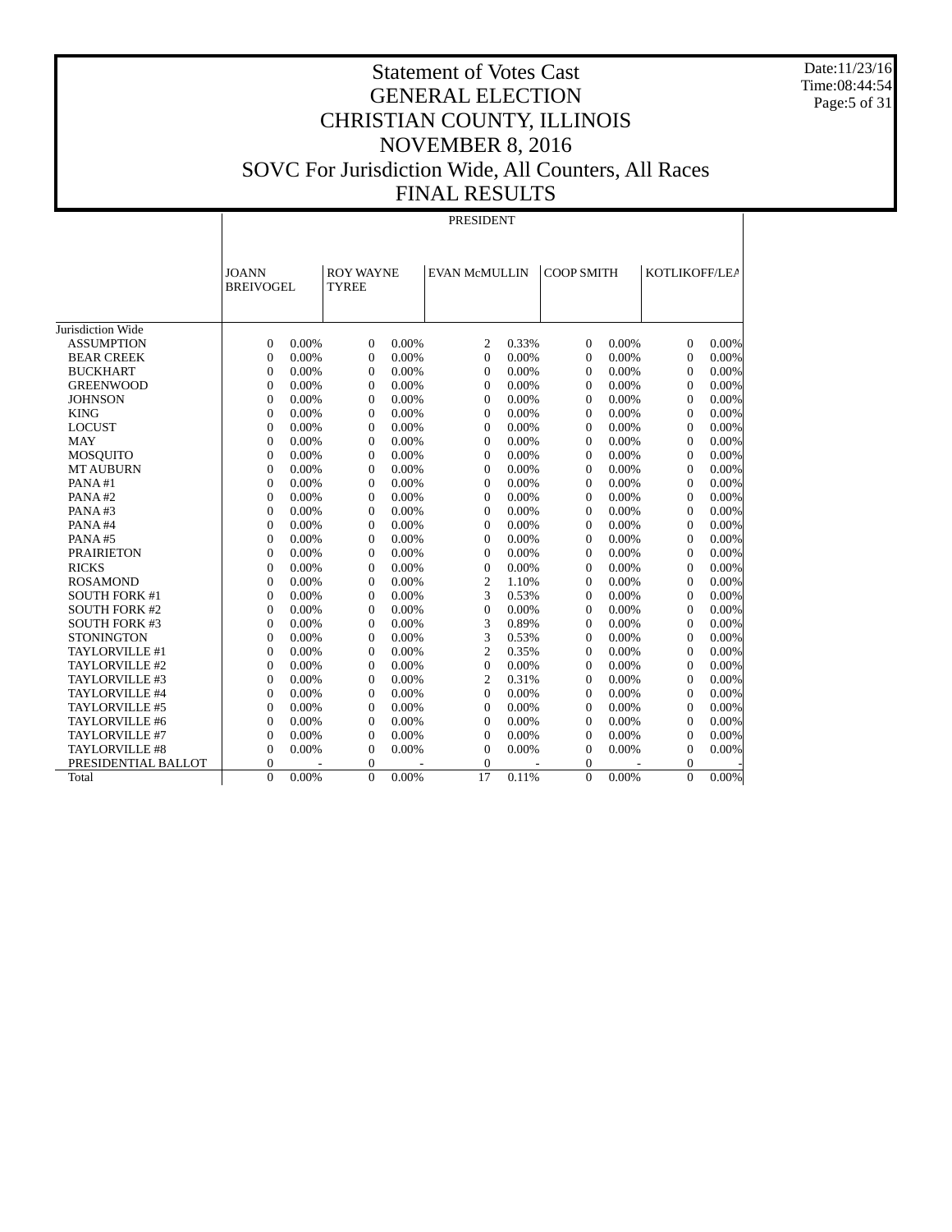# Statement of Votes Cast
# GENERAL ELECTION
# CHRISTIAN COUNTY, ILLINOIS
# NOVEMBER 8, 2016
# SOVC For Jurisdiction Wide, All Counters, All Races
# FINAL RESULTS

Date:11/23/16
Time:08:44:54

| | PRESIDENT | | | | | | | | | |
|---|---|---|---|---|---|---|---|---|---|---|
| | JOANN BREIVOGEL | | ROY WAYNE TYREE | | EVAN McMULLIN | | COOP SMITH | | KOTLIKOFF/LEA | |
| Jurisdiction Wide | | | | | | | | | | |
| ASSUMPTION | 0 | 0.00% | 0 | 0.00% | 2 | 0.33% | 0 | 0.00% | 0 | 0.00% |
| BEAR CREEK | 0 | 0.00% | 0 | 0.00% | 0 | 0.00% | 0 | 0.00% | 0 | 0.00% |
| BUCKHART | 0 | 0.00% | 0 | 0.00% | 0 | 0.00% | 0 | 0.00% | 0 | 0.00% |
| GREENWOOD | 0 | 0.00% | 0 | 0.00% | 0 | 0.00% | 0 | 0.00% | 0 | 0.00% |
| JOHNSON | 0 | 0.00% | 0 | 0.00% | 0 | 0.00% | 0 | 0.00% | 0 | 0.00% |
| KING | 0 | 0.00% | 0 | 0.00% | 0 | 0.00% | 0 | 0.00% | 0 | 0.00% |
| LOCUST | 0 | 0.00% | 0 | 0.00% | 0 | 0.00% | 0 | 0.00% | 0 | 0.00% |
| MAY | 0 | 0.00% | 0 | 0.00% | 0 | 0.00% | 0 | 0.00% | 0 | 0.00% |
| MOSQUITO | 0 | 0.00% | 0 | 0.00% | 0 | 0.00% | 0 | 0.00% | 0 | 0.00% |
| MT AUBURN | 0 | 0.00% | 0 | 0.00% | 0 | 0.00% | 0 | 0.00% | 0 | 0.00% |
| PANA #1 | 0 | 0.00% | 0 | 0.00% | 0 | 0.00% | 0 | 0.00% | 0 | 0.00% |
| PANA #2 | 0 | 0.00% | 0 | 0.00% | 0 | 0.00% | 0 | 0.00% | 0 | 0.00% |
| PANA #3 | 0 | 0.00% | 0 | 0.00% | 0 | 0.00% | 0 | 0.00% | 0 | 0.00% |
| PANA #4 | 0 | 0.00% | 0 | 0.00% | 0 | 0.00% | 0 | 0.00% | 0 | 0.00% |
| PANA #5 | 0 | 0.00% | 0 | 0.00% | 0 | 0.00% | 0 | 0.00% | 0 | 0.00% |
| PRAIRIETON | 0 | 0.00% | 0 | 0.00% | 0 | 0.00% | 0 | 0.00% | 0 | 0.00% |
| RICKS | 0 | 0.00% | 0 | 0.00% | 0 | 0.00% | 0 | 0.00% | 0 | 0.00% |
| ROSAMOND | 0 | 0.00% | 0 | 0.00% | 2 | 1.10% | 0 | 0.00% | 0 | 0.00% |
| SOUTH FORK #1 | 0 | 0.00% | 0 | 0.00% | 3 | 0.53% | 0 | 0.00% | 0 | 0.00% |
| SOUTH FORK #2 | 0 | 0.00% | 0 | 0.00% | 0 | 0.00% | 0 | 0.00% | 0 | 0.00% |
| SOUTH FORK #3 | 0 | 0.00% | 0 | 0.00% | 3 | 0.89% | 0 | 0.00% | 0 | 0.00% |
| STONINGTON | 0 | 0.00% | 0 | 0.00% | 3 | 0.53% | 0 | 0.00% | 0 | 0.00% |
| TAYLORVILLE #1 | 0 | 0.00% | 0 | 0.00% | 2 | 0.35% | 0 | 0.00% | 0 | 0.00% |
| TAYLORVILLE #2 | 0 | 0.00% | 0 | 0.00% | 0 | 0.00% | 0 | 0.00% | 0 | 0.00% |
| TAYLORVILLE #3 | 0 | 0.00% | 0 | 0.00% | 2 | 0.31% | 0 | 0.00% | 0 | 0.00% |
| TAYLORVILLE #4 | 0 | 0.00% | 0 | 0.00% | 0 | 0.00% | 0 | 0.00% | 0 | 0.00% |
| TAYLORVILLE #5 | 0 | 0.00% | 0 | 0.00% | 0 | 0.00% | 0 | 0.00% | 0 | 0.00% |
| TAYLORVILLE #6 | 0 | 0.00% | 0 | 0.00% | 0 | 0.00% | 0 | 0.00% | 0 | 0.00% |
| TAYLORVILLE #7 | 0 | 0.00% | 0 | 0.00% | 0 | 0.00% | 0 | 0.00% | 0 | 0.00% |
| TAYLORVILLE #8 | 0 | 0.00% | 0 | 0.00% | 0 | 0.00% | 0 | 0.00% | 0 | 0.00% |
| PRESIDENTIAL BALLOT | 0 | - | 0 | - | 0 | - | 0 | - | 0 | - |
| Total | 0 | 0.00% | 0 | 0.00% | 17 | 0.11% | 0 | 0.00% | 0 | 0.00% |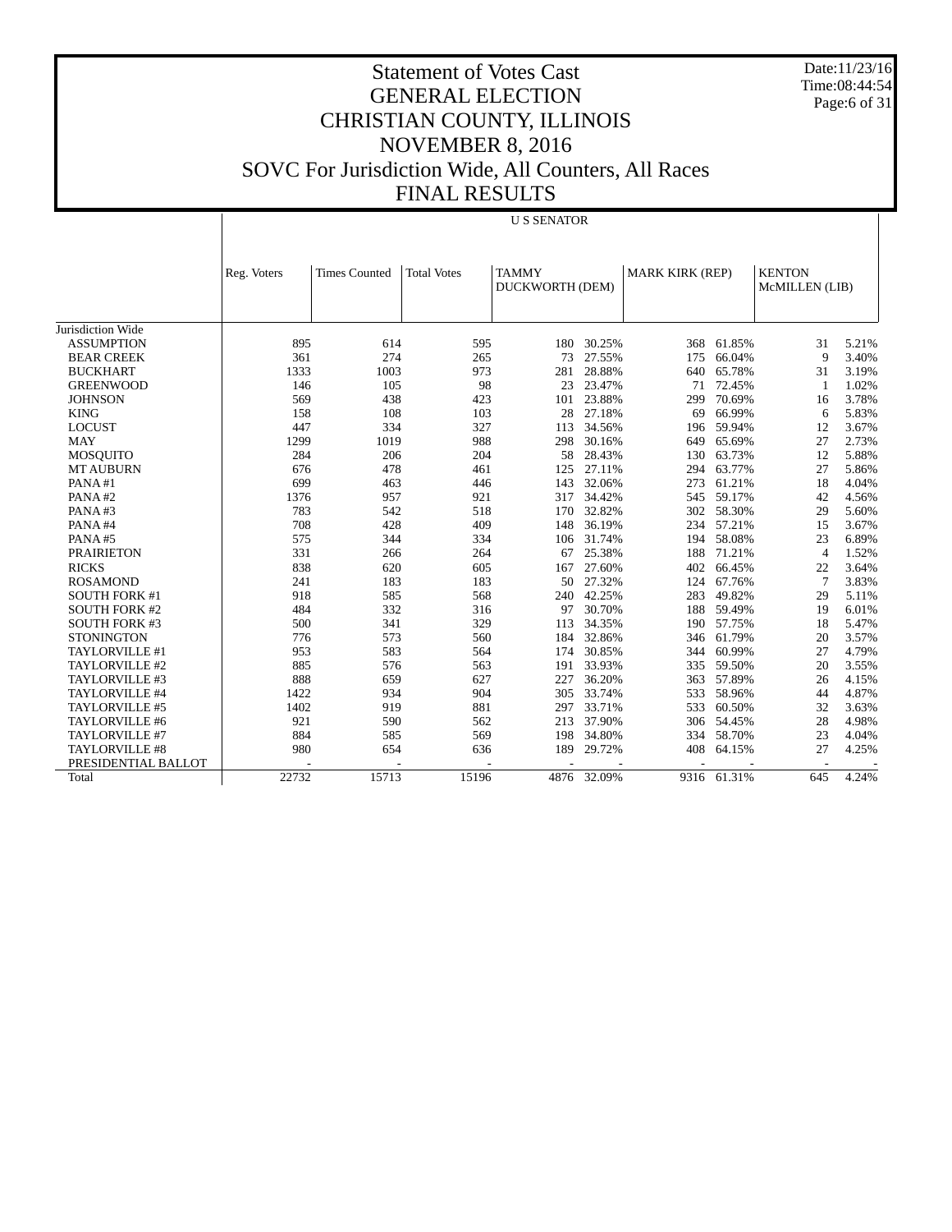# Statement of Votes Cast
# GENERAL ELECTION
# CHRISTIAN COUNTY, ILLINOIS
# NOVEMBER 8, 2016
# SOVC For Jurisdiction Wide, All Counters, All Races
# FINAL RESULTS

Date:11/23/16
Time:08:44:54

| | U S SENATOR | | | | | | | | |
|---|---|---|---|---|---|---|---|---|---|
| | Reg. Voters | Times Counted | Total Votes | TAMMY DUCKWORTH (DEM) | | MARK KIRK (REP) | | KENTON McMILLEN (LIB) | |
| Jurisdiction Wide | | | | | | | | | |
| ASSUMPTION | 895 | 614 | 595 | 180 | 30.25% | 368 | 61.85% | 31 | 5.21% |
| BEAR CREEK | 361 | 274 | 265 | 73 | 27.55% | 175 | 66.04% | 9 | 3.40% |
| BUCKHART | 1333 | 1003 | 973 | 281 | 28.88% | 640 | 65.78% | 31 | 3.19% |
| GREENWOOD | 146 | 105 | 98 | 23 | 23.47% | 71 | 72.45% | 1 | 1.02% |
| JOHNSON | 569 | 438 | 423 | 101 | 23.88% | 299 | 70.69% | 16 | 3.78% |
| KING | 158 | 108 | 103 | 28 | 27.18% | 69 | 66.99% | 6 | 5.83% |
| LOCUST | 447 | 334 | 327 | 113 | 34.56% | 196 | 59.94% | 12 | 3.67% |
| MAY | 1299 | 1019 | 988 | 298 | 30.16% | 649 | 65.69% | 27 | 2.73% |
| MOSQUITO | 284 | 206 | 204 | 58 | 28.43% | 130 | 63.73% | 12 | 5.88% |
| MT AUBURN | 676 | 478 | 461 | 125 | 27.11% | 294 | 63.77% | 27 | 5.86% |
| PANA #1 | 699 | 463 | 446 | 143 | 32.06% | 273 | 61.21% | 18 | 4.04% |
| PANA #2 | 1376 | 957 | 921 | 317 | 34.42% | 545 | 59.17% | 42 | 4.56% |
| PANA #3 | 783 | 542 | 518 | 170 | 32.82% | 302 | 58.30% | 29 | 5.60% |
| PANA #4 | 708 | 428 | 409 | 148 | 36.19% | 234 | 57.21% | 15 | 3.67% |
| PANA #5 | 575 | 344 | 334 | 106 | 31.74% | 194 | 58.08% | 23 | 6.89% |
| PRAIRIETON | 331 | 266 | 264 | 67 | 25.38% | 188 | 71.21% | 4 | 1.52% |
| RICKS | 838 | 620 | 605 | 167 | 27.60% | 402 | 66.45% | 22 | 3.64% |
| ROSAMOND | 241 | 183 | 183 | 50 | 27.32% | 124 | 67.76% | 7 | 3.83% |
| SOUTH FORK #1 | 918 | 585 | 568 | 240 | 42.25% | 283 | 49.82% | 29 | 5.11% |
| SOUTH FORK #2 | 484 | 332 | 316 | 97 | 30.70% | 188 | 59.49% | 19 | 6.01% |
| SOUTH FORK #3 | 500 | 341 | 329 | 113 | 34.35% | 190 | 57.75% | 18 | 5.47% |
| STONINGTON | 776 | 573 | 560 | 184 | 32.86% | 346 | 61.79% | 20 | 3.57% |
| TAYLORVILLE #1 | 953 | 583 | 564 | 174 | 30.85% | 344 | 60.99% | 27 | 4.79% |
| TAYLORVILLE #2 | 885 | 576 | 563 | 191 | 33.93% | 335 | 59.50% | 20 | 3.55% |
| TAYLORVILLE #3 | 888 | 659 | 627 | 227 | 36.20% | 363 | 57.89% | 26 | 4.15% |
| TAYLORVILLE #4 | 1422 | 934 | 904 | 305 | 33.74% | 533 | 58.96% | 44 | 4.87% |
| TAYLORVILLE #5 | 1402 | 919 | 881 | 297 | 33.71% | 533 | 60.50% | 32 | 3.63% |
| TAYLORVILLE #6 | 921 | 590 | 562 | 213 | 37.90% | 306 | 54.45% | 28 | 4.98% |
| TAYLORVILLE #7 | 884 | 585 | 569 | 198 | 34.80% | 334 | 58.70% | 23 | 4.04% |
| TAYLORVILLE #8 | 980 | 654 | 636 | 189 | 29.72% | 408 | 64.15% | 27 | 4.25% |
| PRESIDENTIAL BALLOT | - | - | - | - | - | - | - | - | - |
| Total | 22732 | 15713 | 15196 | 4876 | 32.09% | 9316 | 61.31% | 645 | 4.24% |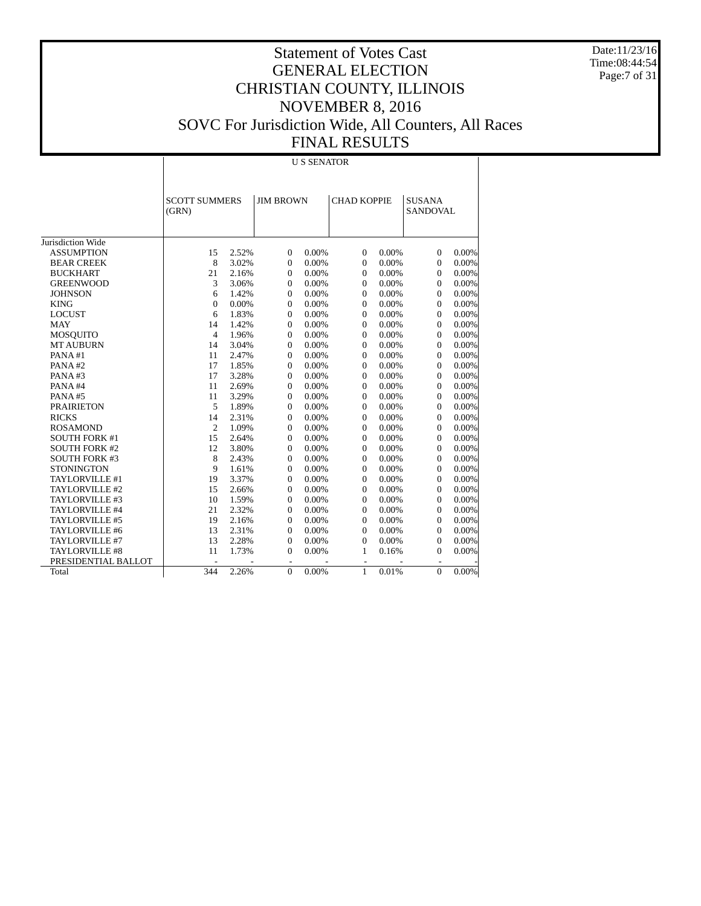# Statement of Votes Cast
# GENERAL ELECTION
# CHRISTIAN COUNTY, ILLINOIS
# NOVEMBER 8, 2016
# SOVC For Jurisdiction Wide, All Counters, All Races
# FINAL RESULTS

Date:11/23/16
Time:08:44:54

## U S SENATOR

| | SCOTT SUMMERS (GRN) | | JIM BROWN | | CHAD KOPPIE | | SUSANA SANDOVAL | |
|---|---|---|---|---|---|---|---|---|
| Jurisdiction Wide | | | | | | | | |
| ASSUMPTION | 15 | 2.52% | 0 | 0.00% | 0 | 0.00% | 0 | 0.00% |
| BEAR CREEK | 8 | 3.02% | 0 | 0.00% | 0 | 0.00% | 0 | 0.00% |
| BUCKHART | 21 | 2.16% | 0 | 0.00% | 0 | 0.00% | 0 | 0.00% |
| GREENWOOD | 3 | 3.06% | 0 | 0.00% | 0 | 0.00% | 0 | 0.00% |
| JOHNSON | 6 | 1.42% | 0 | 0.00% | 0 | 0.00% | 0 | 0.00% |
| KING | 0 | 0.00% | 0 | 0.00% | 0 | 0.00% | 0 | 0.00% |
| LOCUST | 6 | 1.83% | 0 | 0.00% | 0 | 0.00% | 0 | 0.00% |
| MAY | 14 | 1.42% | 0 | 0.00% | 0 | 0.00% | 0 | 0.00% |
| MOSQUITO | 4 | 1.96% | 0 | 0.00% | 0 | 0.00% | 0 | 0.00% |
| MT AUBURN | 14 | 3.04% | 0 | 0.00% | 0 | 0.00% | 0 | 0.00% |
| PANA #1 | 11 | 2.47% | 0 | 0.00% | 0 | 0.00% | 0 | 0.00% |
| PANA #2 | 17 | 1.85% | 0 | 0.00% | 0 | 0.00% | 0 | 0.00% |
| PANA #3 | 17 | 3.28% | 0 | 0.00% | 0 | 0.00% | 0 | 0.00% |
| PANA #4 | 11 | 2.69% | 0 | 0.00% | 0 | 0.00% | 0 | 0.00% |
| PANA #5 | 11 | 3.29% | 0 | 0.00% | 0 | 0.00% | 0 | 0.00% |
| PRAIRIETON | 5 | 1.89% | 0 | 0.00% | 0 | 0.00% | 0 | 0.00% |
| RICKS | 14 | 2.31% | 0 | 0.00% | 0 | 0.00% | 0 | 0.00% |
| ROSAMOND | 2 | 1.09% | 0 | 0.00% | 0 | 0.00% | 0 | 0.00% |
| SOUTH FORK #1 | 15 | 2.64% | 0 | 0.00% | 0 | 0.00% | 0 | 0.00% |
| SOUTH FORK #2 | 12 | 3.80% | 0 | 0.00% | 0 | 0.00% | 0 | 0.00% |
| SOUTH FORK #3 | 8 | 2.43% | 0 | 0.00% | 0 | 0.00% | 0 | 0.00% |
| STONINGTON | 9 | 1.61% | 0 | 0.00% | 0 | 0.00% | 0 | 0.00% |
| TAYLORVILLE #1 | 19 | 3.37% | 0 | 0.00% | 0 | 0.00% | 0 | 0.00% |
| TAYLORVILLE #2 | 15 | 2.66% | 0 | 0.00% | 0 | 0.00% | 0 | 0.00% |
| TAYLORVILLE #3 | 10 | 1.59% | 0 | 0.00% | 0 | 0.00% | 0 | 0.00% |
| TAYLORVILLE #4 | 21 | 2.32% | 0 | 0.00% | 0 | 0.00% | 0 | 0.00% |
| TAYLORVILLE #5 | 19 | 2.16% | 0 | 0.00% | 0 | 0.00% | 0 | 0.00% |
| TAYLORVILLE #6 | 13 | 2.31% | 0 | 0.00% | 0 | 0.00% | 0 | 0.00% |
| TAYLORVILLE #7 | 13 | 2.28% | 0 | 0.00% | 0 | 0.00% | 0 | 0.00% |
| TAYLORVILLE #8 | 11 | 1.73% | 0 | 0.00% | 1 | 0.16% | 0 | 0.00% |
| PRESIDENTIAL BALLOT | - | - | - | - | - | - | - | - |
| Total | 344 | 2.26% | 0 | 0.00% | 1 | 0.01% | 0 | 0.00% |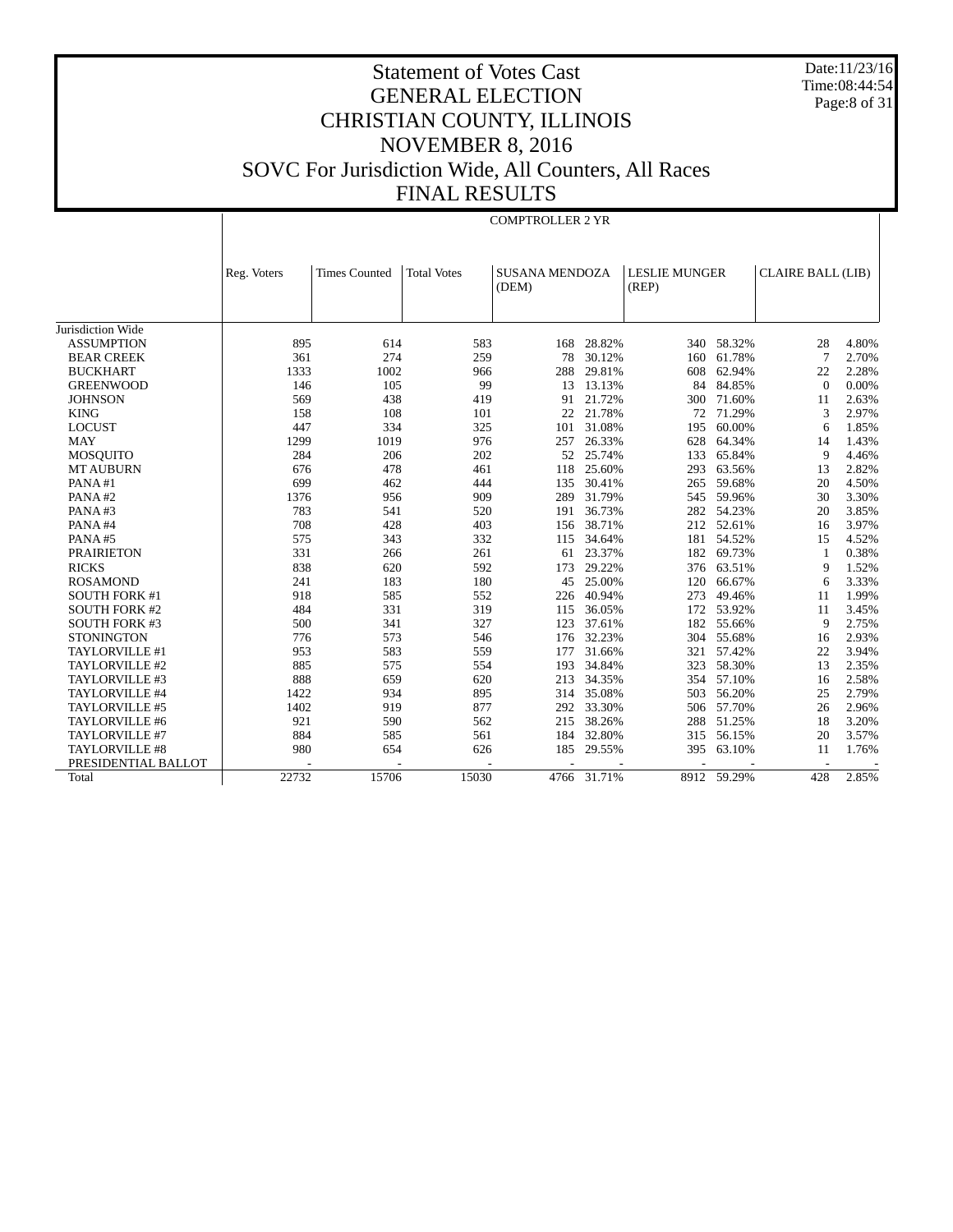# Statement of Votes Cast
# GENERAL ELECTION
# CHRISTIAN COUNTY, ILLINOIS
# NOVEMBER 8, 2016
# SOVC For Jurisdiction Wide, All Counters, All Races
# FINAL RESULTS

Date:11/23/16
Time:08:44:54

COMPTROLLER 2 YR

| | Reg. Voters | Times Counted | Total Votes | SUSANA MENDOZA (DEM) | | LESLIE MUNGER (REP) | | CLAIRE BALL (LIB) | |
|---|---|---|---|---|---|---|---|---|---|
| Jurisdiction Wide | | | | | | | | | |
| ASSUMPTION | 895 | 614 | 583 | 168 | 28.82% | 340 | 58.32% | 28 | 4.80% |
| BEAR CREEK | 361 | 274 | 259 | 78 | 30.12% | 160 | 61.78% | 7 | 2.70% |
| BUCKHART | 1333 | 1002 | 966 | 288 | 29.81% | 608 | 62.94% | 22 | 2.28% |
| GREENWOOD | 146 | 105 | 99 | 13 | 13.13% | 84 | 84.85% | 0 | 0.00% |
| JOHNSON | 569 | 438 | 419 | 91 | 21.72% | 300 | 71.60% | 11 | 2.63% |
| KING | 158 | 108 | 101 | 22 | 21.78% | 72 | 71.29% | 3 | 2.97% |
| LOCUST | 447 | 334 | 325 | 101 | 31.08% | 195 | 60.00% | 6 | 1.85% |
| MAY | 1299 | 1019 | 976 | 257 | 26.33% | 628 | 64.34% | 14 | 1.43% |
| MOSQUITO | 284 | 206 | 202 | 52 | 25.74% | 133 | 65.84% | 9 | 4.46% |
| MT AUBURN | 676 | 478 | 461 | 118 | 25.60% | 293 | 63.56% | 13 | 2.82% |
| PANA #1 | 699 | 462 | 444 | 135 | 30.41% | 265 | 59.68% | 20 | 4.50% |
| PANA #2 | 1376 | 956 | 909 | 289 | 31.79% | 545 | 59.96% | 30 | 3.30% |
| PANA #3 | 783 | 541 | 520 | 191 | 36.73% | 282 | 54.23% | 20 | 3.85% |
| PANA #4 | 708 | 428 | 403 | 156 | 38.71% | 212 | 52.61% | 16 | 3.97% |
| PANA #5 | 575 | 343 | 332 | 115 | 34.64% | 181 | 54.52% | 15 | 4.52% |
| PRAIRIETON | 331 | 266 | 261 | 61 | 23.37% | 182 | 69.73% | 1 | 0.38% |
| RICKS | 838 | 620 | 592 | 173 | 29.22% | 376 | 63.51% | 9 | 1.52% |
| ROSAMOND | 241 | 183 | 180 | 45 | 25.00% | 120 | 66.67% | 6 | 3.33% |
| SOUTH FORK #1 | 918 | 585 | 552 | 226 | 40.94% | 273 | 49.46% | 11 | 1.99% |
| SOUTH FORK #2 | 484 | 331 | 319 | 115 | 36.05% | 172 | 53.92% | 11 | 3.45% |
| SOUTH FORK #3 | 500 | 341 | 327 | 123 | 37.61% | 182 | 55.66% | 9 | 2.75% |
| STONINGTON | 776 | 573 | 546 | 176 | 32.23% | 304 | 55.68% | 16 | 2.93% |
| TAYLORVILLE #1 | 953 | 583 | 559 | 177 | 31.66% | 321 | 57.42% | 22 | 3.94% |
| TAYLORVILLE #2 | 885 | 575 | 554 | 193 | 34.84% | 323 | 58.30% | 13 | 2.35% |
| TAYLORVILLE #3 | 888 | 659 | 620 | 213 | 34.35% | 354 | 57.10% | 16 | 2.58% |
| TAYLORVILLE #4 | 1422 | 934 | 895 | 314 | 35.08% | 503 | 56.20% | 25 | 2.79% |
| TAYLORVILLE #5 | 1402 | 919 | 877 | 292 | 33.30% | 506 | 57.70% | 26 | 2.96% |
| TAYLORVILLE #6 | 921 | 590 | 562 | 215 | 38.26% | 288 | 51.25% | 18 | 3.20% |
| TAYLORVILLE #7 | 884 | 585 | 561 | 184 | 32.80% | 315 | 56.15% | 20 | 3.57% |
| TAYLORVILLE #8 | 980 | 654 | 626 | 185 | 29.55% | 395 | 63.10% | 11 | 1.76% |
| PRESIDENTIAL BALLOT | - | - | - | - | - | - | - | - | - |
| Total | 22732 | 15706 | 15030 | 4766 | 31.71% | 8912 | 59.29% | 428 | 2.85% |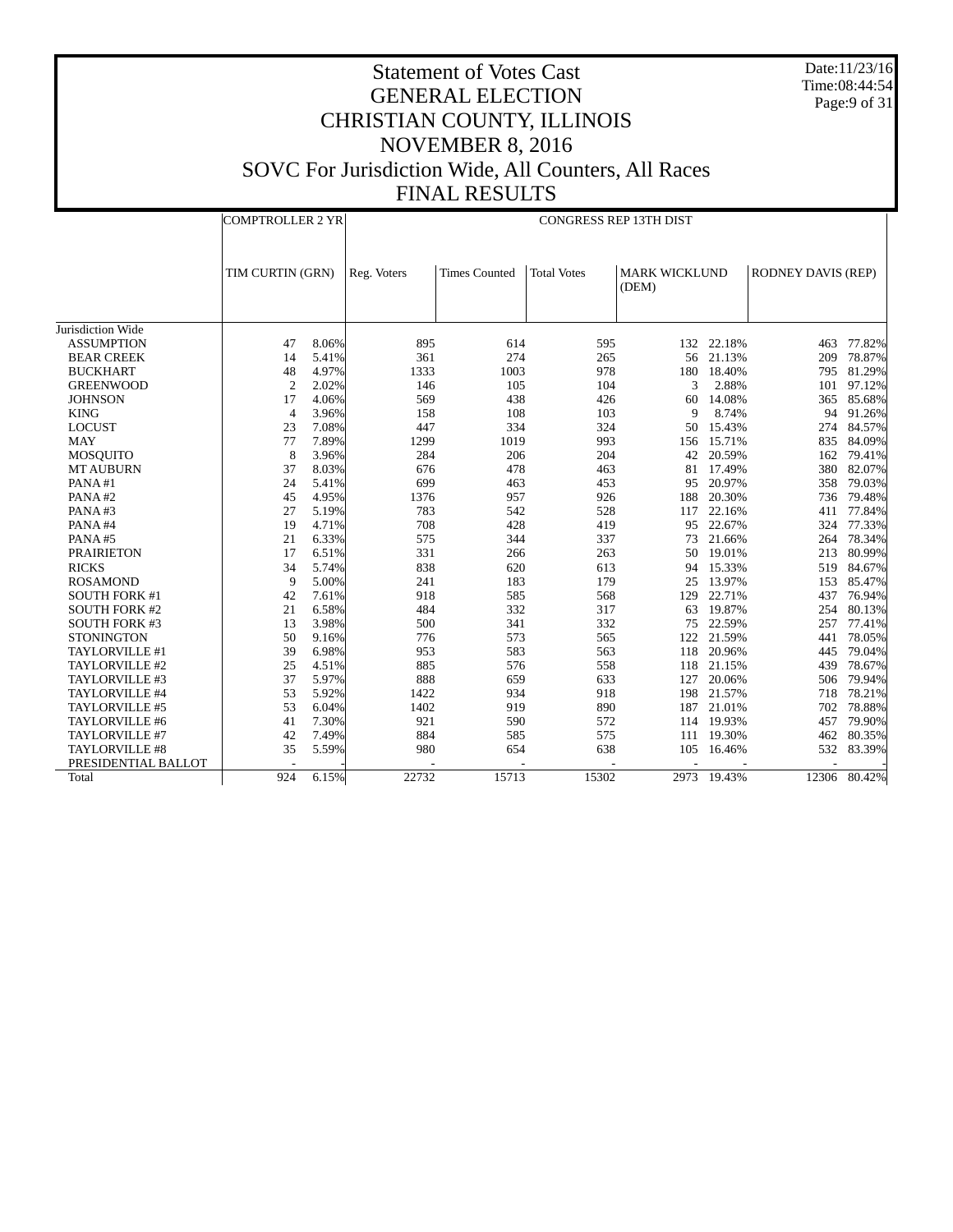# Statement of Votes Cast
# GENERAL ELECTION
# CHRISTIAN COUNTY, ILLINOIS
# NOVEMBER 8, 2016
# SOVC For Jurisdiction Wide, All Counters, All Races
# FINAL RESULTS

Date:11/23/16
Time:08:44:54

| | COMPTROLLER 2 YR | | CONGRESS REP 13TH DIST | | | | | | |
|---|---|---|---|---|---|---|---|---|---|
| | TIM CURTIN (GRN) | | Reg. Voters | Times Counted | Total Votes | MARK WICKLUND (DEM) | | RODNEY DAVIS (REP) | |
| Jurisdiction Wide | | | | | | | | | |
| ASSUMPTION | 47 | 8.06% | 895 | 614 | 595 | 132 | 22.18% | 463 | 77.82% |
| BEAR CREEK | 14 | 5.41% | 361 | 274 | 265 | 56 | 21.13% | 209 | 78.87% |
| BUCKHART | 48 | 4.97% | 1333 | 1003 | 978 | 180 | 18.40% | 795 | 81.29% |
| GREENWOOD | 2 | 2.02% | 146 | 105 | 104 | 3 | 2.88% | 101 | 97.12% |
| JOHNSON | 17 | 4.06% | 569 | 438 | 426 | 60 | 14.08% | 365 | 85.68% |
| KING | 4 | 3.96% | 158 | 108 | 103 | 9 | 8.74% | 94 | 91.26% |
| LOCUST | 23 | 7.08% | 447 | 334 | 324 | 50 | 15.43% | 274 | 84.57% |
| MAY | 77 | 7.89% | 1299 | 1019 | 993 | 156 | 15.71% | 835 | 84.09% |
| MOSQUITO | 8 | 3.96% | 284 | 206 | 204 | 42 | 20.59% | 162 | 79.41% |
| MT AUBURN | 37 | 8.03% | 676 | 478 | 463 | 81 | 17.49% | 380 | 82.07% |
| PANA #1 | 24 | 5.41% | 699 | 463 | 453 | 95 | 20.97% | 358 | 79.03% |
| PANA #2 | 45 | 4.95% | 1376 | 957 | 926 | 188 | 20.30% | 736 | 79.48% |
| PANA #3 | 27 | 5.19% | 783 | 542 | 528 | 117 | 22.16% | 411 | 77.84% |
| PANA #4 | 19 | 4.71% | 708 | 428 | 419 | 95 | 22.67% | 324 | 77.33% |
| PANA #5 | 21 | 6.33% | 575 | 344 | 337 | 73 | 21.66% | 264 | 78.34% |
| PRAIRIETON | 17 | 6.51% | 331 | 266 | 263 | 50 | 19.01% | 213 | 80.99% |
| RICKS | 34 | 5.74% | 838 | 620 | 613 | 94 | 15.33% | 519 | 84.67% |
| ROSAMOND | 9 | 5.00% | 241 | 183 | 179 | 25 | 13.97% | 153 | 85.47% |
| SOUTH FORK #1 | 42 | 7.61% | 918 | 585 | 568 | 129 | 22.71% | 437 | 76.94% |
| SOUTH FORK #2 | 21 | 6.58% | 484 | 332 | 317 | 63 | 19.87% | 254 | 80.13% |
| SOUTH FORK #3 | 13 | 3.98% | 500 | 341 | 332 | 75 | 22.59% | 257 | 77.41% |
| STONINGTON | 50 | 9.16% | 776 | 573 | 565 | 122 | 21.59% | 441 | 78.05% |
| TAYLORVILLE #1 | 39 | 6.98% | 953 | 583 | 563 | 118 | 20.96% | 445 | 79.04% |
| TAYLORVILLE #2 | 25 | 4.51% | 885 | 576 | 558 | 118 | 21.15% | 439 | 78.67% |
| TAYLORVILLE #3 | 37 | 5.97% | 888 | 659 | 633 | 127 | 20.06% | 506 | 79.94% |
| TAYLORVILLE #4 | 53 | 5.92% | 1422 | 934 | 918 | 198 | 21.57% | 718 | 78.21% |
| TAYLORVILLE #5 | 53 | 6.04% | 1402 | 919 | 890 | 187 | 21.01% | 702 | 78.88% |
| TAYLORVILLE #6 | 41 | 7.30% | 921 | 590 | 572 | 114 | 19.93% | 457 | 79.90% |
| TAYLORVILLE #7 | 42 | 7.49% | 884 | 585 | 575 | 111 | 19.30% | 462 | 80.35% |
| TAYLORVILLE #8 | 35 | 5.59% | 980 | 654 | 638 | 105 | 16.46% | 532 | 83.39% |
| PRESIDENTIAL BALLOT | - | - | - | - | - | - | - | - | - |
| Total | 924 | 6.15% | 22732 | 15713 | 15302 | 2973 | 19.43% | 12306 | 80.42% |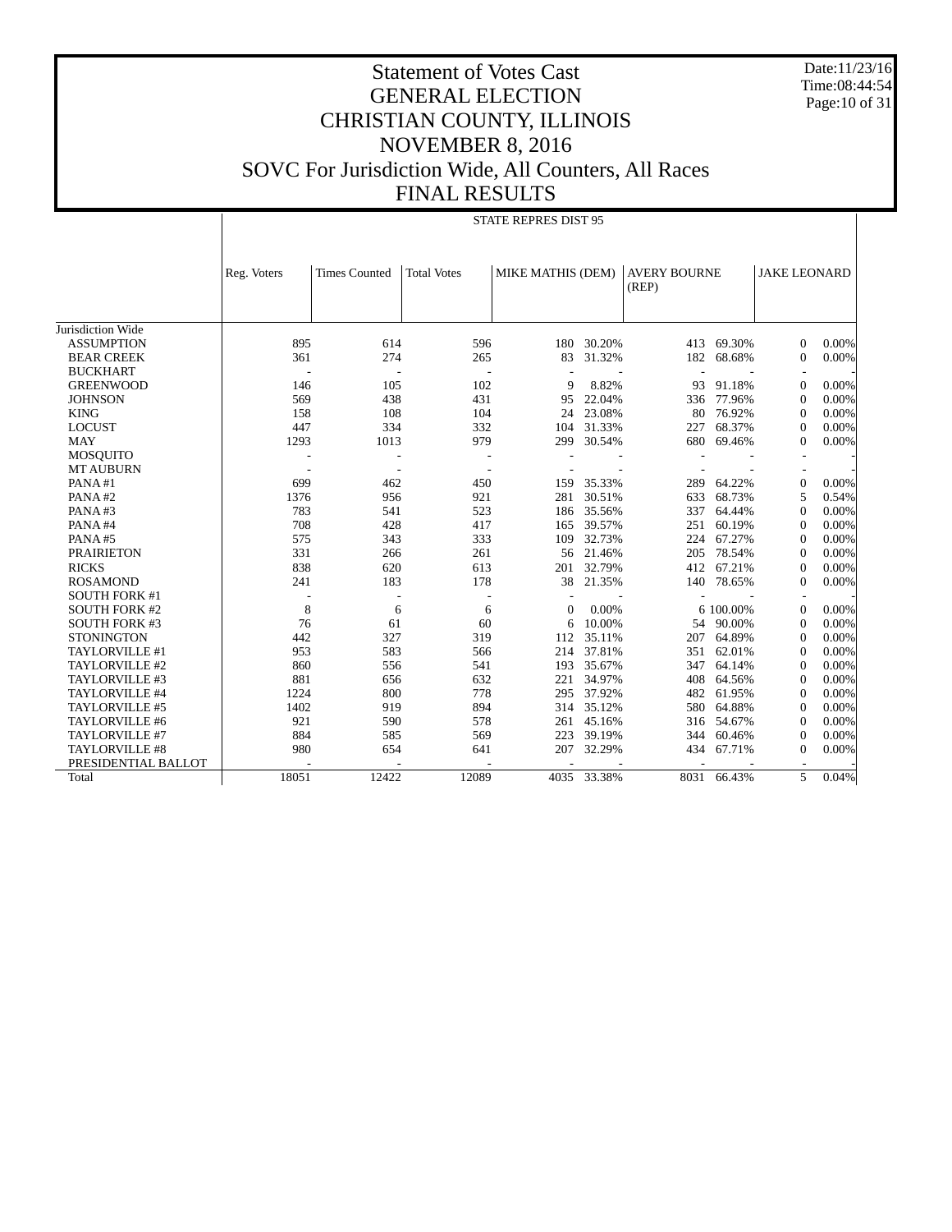# Statement of Votes Cast
# GENERAL ELECTION
# CHRISTIAN COUNTY, ILLINOIS
# NOVEMBER 8, 2016
# SOVC For Jurisdiction Wide, All Counters, All Races
# FINAL RESULTS

Date:11/23/16
Time:08:44:54

| | STATE REPRES DIST 95 | | | | | | | | |
|---|---|---|---|---|---|---|---|---|---|
| | Reg. Voters | Times Counted | Total Votes | MIKE MATHIS (DEM) | | AVERY BOURNE (REP) | | JAKE LEONARD | |
| Jurisdiction Wide | | | | | | | | | |
| ASSUMPTION | 895 | 614 | 596 | 180 | 30.20% | 413 | 69.30% | 0 | 0.00% |
| BEAR CREEK | 361 | 274 | 265 | 83 | 31.32% | 182 | 68.68% | 0 | 0.00% |
| BUCKHART | - | - | - | - | - | - | - | - | - |
| GREENWOOD | 146 | 105 | 102 | 9 | 8.82% | 93 | 91.18% | 0 | 0.00% |
| JOHNSON | 569 | 438 | 431 | 95 | 22.04% | 336 | 77.96% | 0 | 0.00% |
| KING | 158 | 108 | 104 | 24 | 23.08% | 80 | 76.92% | 0 | 0.00% |
| LOCUST | 447 | 334 | 332 | 104 | 31.33% | 227 | 68.37% | 0 | 0.00% |
| MAY | 1293 | 1013 | 979 | 299 | 30.54% | 680 | 69.46% | 0 | 0.00% |
| MOSQUITO | - | - | - | - | - | - | - | - | - |
| MT AUBURN | - | - | - | - | - | - | - | - | - |
| PANA #1 | 699 | 462 | 450 | 159 | 35.33% | 289 | 64.22% | 0 | 0.00% |
| PANA #2 | 1376 | 956 | 921 | 281 | 30.51% | 633 | 68.73% | 5 | 0.54% |
| PANA #3 | 783 | 541 | 523 | 186 | 35.56% | 337 | 64.44% | 0 | 0.00% |
| PANA #4 | 708 | 428 | 417 | 165 | 39.57% | 251 | 60.19% | 0 | 0.00% |
| PANA #5 | 575 | 343 | 333 | 109 | 32.73% | 224 | 67.27% | 0 | 0.00% |
| PRAIRIETON | 331 | 266 | 261 | 56 | 21.46% | 205 | 78.54% | 0 | 0.00% |
| RICKS | 838 | 620 | 613 | 201 | 32.79% | 412 | 67.21% | 0 | 0.00% |
| ROSAMOND | 241 | 183 | 178 | 38 | 21.35% | 140 | 78.65% | 0 | 0.00% |
| SOUTH FORK #1 | - | - | - | - | - | - | - | - | - |
| SOUTH FORK #2 | 8 | 6 | 6 | 0 | 0.00% | 6 | 100.00% | 0 | 0.00% |
| SOUTH FORK #3 | 76 | 61 | 60 | 6 | 10.00% | 54 | 90.00% | 0 | 0.00% |
| STONINGTON | 442 | 327 | 319 | 112 | 35.11% | 207 | 64.89% | 0 | 0.00% |
| TAYLORVILLE #1 | 953 | 583 | 566 | 214 | 37.81% | 351 | 62.01% | 0 | 0.00% |
| TAYLORVILLE #2 | 860 | 556 | 541 | 193 | 35.67% | 347 | 64.14% | 0 | 0.00% |
| TAYLORVILLE #3 | 881 | 656 | 632 | 221 | 34.97% | 408 | 64.56% | 0 | 0.00% |
| TAYLORVILLE #4 | 1224 | 800 | 778 | 295 | 37.92% | 482 | 61.95% | 0 | 0.00% |
| TAYLORVILLE #5 | 1402 | 919 | 894 | 314 | 35.12% | 580 | 64.88% | 0 | 0.00% |
| TAYLORVILLE #6 | 921 | 590 | 578 | 261 | 45.16% | 316 | 54.67% | 0 | 0.00% |
| TAYLORVILLE #7 | 884 | 585 | 569 | 223 | 39.19% | 344 | 60.46% | 0 | 0.00% |
| TAYLORVILLE #8 | 980 | 654 | 641 | 207 | 32.29% | 434 | 67.71% | 0 | 0.00% |
| PRESIDENTIAL BALLOT | - | - | - | - | - | - | - | - | - |
| Total | 18051 | 12422 | 12089 | 4035 | 33.38% | 8031 | 66.43% | 5 | 0.04% |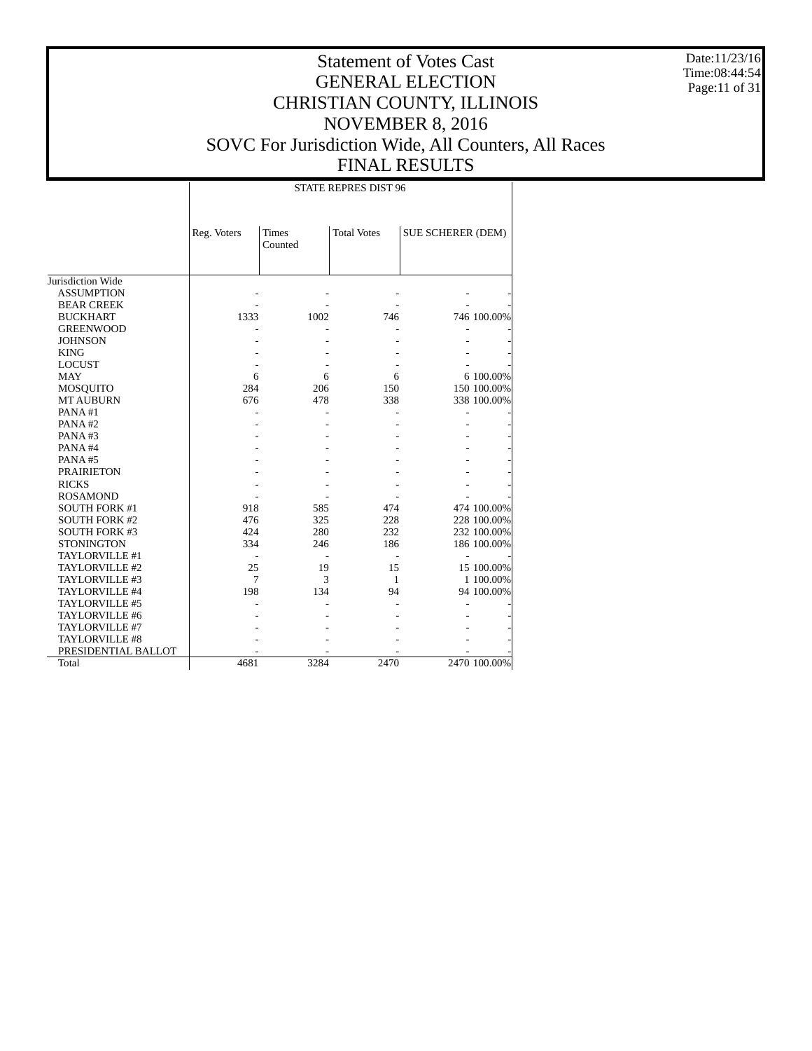# Statement of Votes Cast
# GENERAL ELECTION
# CHRISTIAN COUNTY, ILLINOIS
# NOVEMBER 8, 2016
# SOVC For Jurisdiction Wide, All Counters, All Races
# FINAL RESULTS

Date:11/23/16
Time:08:44:54

| | STATE REPRES DIST 96 | | | | |
|---|---|---|---|---|---|
| | Reg. Voters | Times Counted | Total Votes | SUE SCHERER (DEM) | |
| Jurisdiction Wide | | | | | |
| ASSUMPTION | - | - | - | - | - |
| BEAR CREEK | - | - | - | - | - |
| BUCKHART | 1333 | 1002 | 746 | 746 | 100.00% |
| GREENWOOD | - | - | - | - | - |
| JOHNSON | - | - | - | - | - |
| KING | - | - | - | - | - |
| LOCUST | - | - | - | - | - |
| MAY | 6 | 6 | 6 | 6 | 100.00% |
| MOSQUITO | 284 | 206 | 150 | 150 | 100.00% |
| MT AUBURN | 676 | 478 | 338 | 338 | 100.00% |
| PANA #1 | - | - | - | - | - |
| PANA #2 | - | - | - | - | - |
| PANA #3 | - | - | - | - | - |
| PANA #4 | - | - | - | - | - |
| PANA #5 | - | - | - | - | - |
| PRAIRIETON | - | - | - | - | - |
| RICKS | - | - | - | - | - |
| ROSAMOND | - | - | - | - | - |
| SOUTH FORK #1 | 918 | 585 | 474 | 474 | 100.00% |
| SOUTH FORK #2 | 476 | 325 | 228 | 228 | 100.00% |
| SOUTH FORK #3 | 424 | 280 | 232 | 232 | 100.00% |
| STONINGTON | 334 | 246 | 186 | 186 | 100.00% |
| TAYLORVILLE #1 | - | - | - | - | - |
| TAYLORVILLE #2 | 25 | 19 | 15 | 15 | 100.00% |
| TAYLORVILLE #3 | 7 | 3 | 1 | 1 | 100.00% |
| TAYLORVILLE #4 | 198 | 134 | 94 | 94 | 100.00% |
| TAYLORVILLE #5 | - | - | - | - | - |
| TAYLORVILLE #6 | - | - | - | - | - |
| TAYLORVILLE #7 | - | - | - | - | - |
| TAYLORVILLE #8 | - | - | - | - | - |
| PRESIDENTIAL BALLOT | - | - | - | - | - |
| Total | 4681 | 3284 | 2470 | 2470 | 100.00% |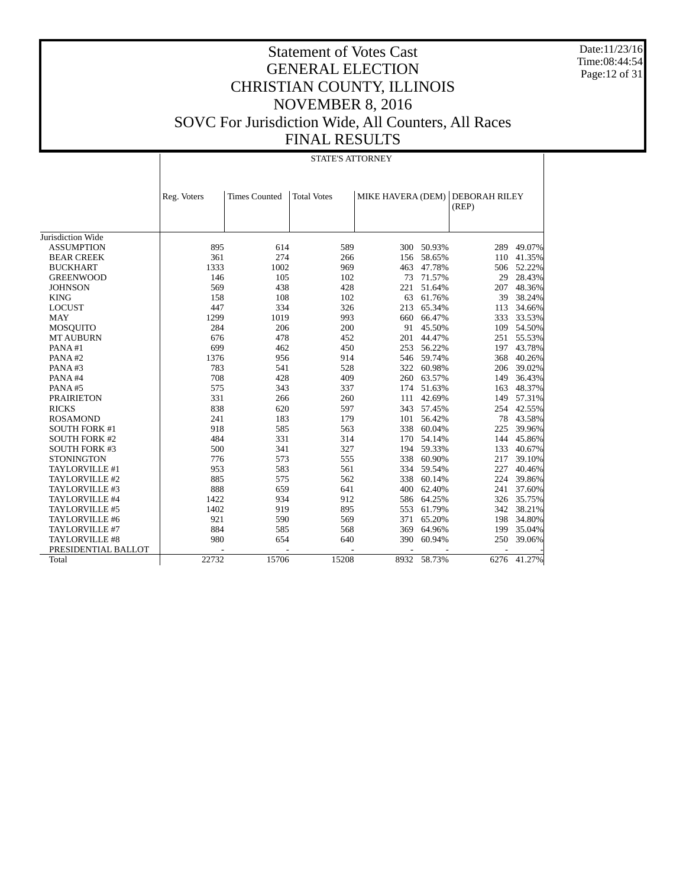# Statement of Votes Cast
# GENERAL ELECTION
# CHRISTIAN COUNTY, ILLINOIS
# NOVEMBER 8, 2016
# SOVC For Jurisdiction Wide, All Counters, All Races
# FINAL RESULTS

Date:11/23/16
Time:08:44:54

| | STATE'S ATTORNEY | | | | | | |
|---|---|---|---|---|---|---|---|
| | Reg. Voters | Times Counted | Total Votes | MIKE HAVERA (DEM) | | DEBORAH RILEY (REP) | |
| Jurisdiction Wide | | | | | | | |
| ASSUMPTION | 895 | 614 | 589 | 300 | 50.93% | 289 | 49.07% |
| BEAR CREEK | 361 | 274 | 266 | 156 | 58.65% | 110 | 41.35% |
| BUCKHART | 1333 | 1002 | 969 | 463 | 47.78% | 506 | 52.22% |
| GREENWOOD | 146 | 105 | 102 | 73 | 71.57% | 29 | 28.43% |
| JOHNSON | 569 | 438 | 428 | 221 | 51.64% | 207 | 48.36% |
| KING | 158 | 108 | 102 | 63 | 61.76% | 39 | 38.24% |
| LOCUST | 447 | 334 | 326 | 213 | 65.34% | 113 | 34.66% |
| MAY | 1299 | 1019 | 993 | 660 | 66.47% | 333 | 33.53% |
| MOSQUITO | 284 | 206 | 200 | 91 | 45.50% | 109 | 54.50% |
| MT AUBURN | 676 | 478 | 452 | 201 | 44.47% | 251 | 55.53% |
| PANA #1 | 699 | 462 | 450 | 253 | 56.22% | 197 | 43.78% |
| PANA #2 | 1376 | 956 | 914 | 546 | 59.74% | 368 | 40.26% |
| PANA #3 | 783 | 541 | 528 | 322 | 60.98% | 206 | 39.02% |
| PANA #4 | 708 | 428 | 409 | 260 | 63.57% | 149 | 36.43% |
| PANA #5 | 575 | 343 | 337 | 174 | 51.63% | 163 | 48.37% |
| PRAIRIETON | 331 | 266 | 260 | 111 | 42.69% | 149 | 57.31% |
| RICKS | 838 | 620 | 597 | 343 | 57.45% | 254 | 42.55% |
| ROSAMOND | 241 | 183 | 179 | 101 | 56.42% | 78 | 43.58% |
| SOUTH FORK #1 | 918 | 585 | 563 | 338 | 60.04% | 225 | 39.96% |
| SOUTH FORK #2 | 484 | 331 | 314 | 170 | 54.14% | 144 | 45.86% |
| SOUTH FORK #3 | 500 | 341 | 327 | 194 | 59.33% | 133 | 40.67% |
| STONINGTON | 776 | 573 | 555 | 338 | 60.90% | 217 | 39.10% |
| TAYLORVILLE #1 | 953 | 583 | 561 | 334 | 59.54% | 227 | 40.46% |
| TAYLORVILLE #2 | 885 | 575 | 562 | 338 | 60.14% | 224 | 39.86% |
| TAYLORVILLE #3 | 888 | 659 | 641 | 400 | 62.40% | 241 | 37.60% |
| TAYLORVILLE #4 | 1422 | 934 | 912 | 586 | 64.25% | 326 | 35.75% |
| TAYLORVILLE #5 | 1402 | 919 | 895 | 553 | 61.79% | 342 | 38.21% |
| TAYLORVILLE #6 | 921 | 590 | 569 | 371 | 65.20% | 198 | 34.80% |
| TAYLORVILLE #7 | 884 | 585 | 568 | 369 | 64.96% | 199 | 35.04% |
| TAYLORVILLE #8 | 980 | 654 | 640 | 390 | 60.94% | 250 | 39.06% |
| PRESIDENTIAL BALLOT | - | - | - | - | - | - | - |
| Total | 22732 | 15706 | 15208 | 8932 | 58.73% | 6276 | 41.27% |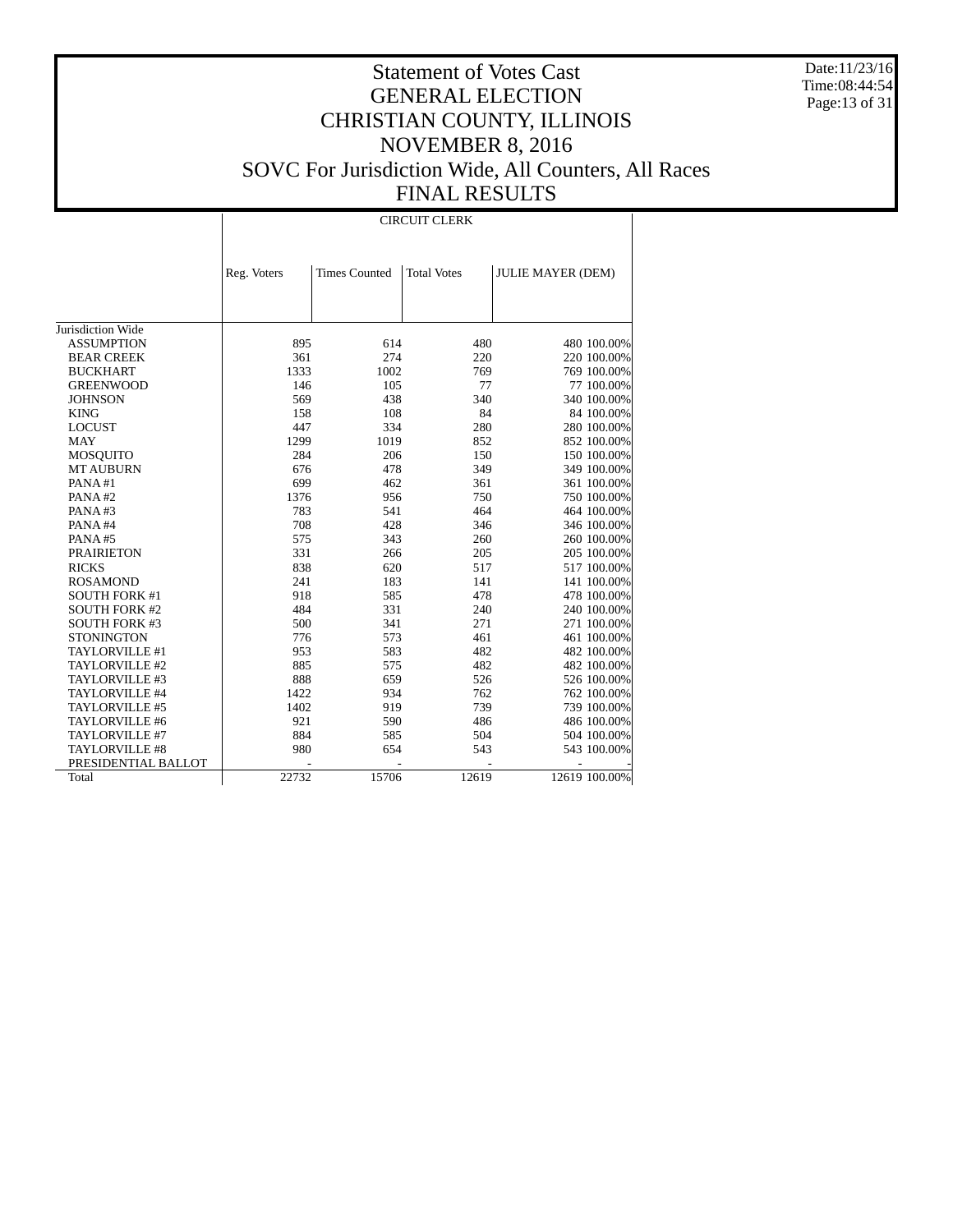# Statement of Votes Cast
# GENERAL ELECTION
# CHRISTIAN COUNTY, ILLINOIS
# NOVEMBER 8, 2016
# SOVC For Jurisdiction Wide, All Counters, All Races
# FINAL RESULTS

Date:11/23/16
Time:08:44:54

| | CIRCUIT CLERK | | | | |
|---|---|---|---|---|---|
| | Reg. Voters | Times Counted | Total Votes | JULIE MAYER (DEM) | |
| Jurisdiction Wide | | | | | |
| ASSUMPTION | 895 | 614 | 480 | 480 | 100.00% |
| BEAR CREEK | 361 | 274 | 220 | 220 | 100.00% |
| BUCKHART | 1333 | 1002 | 769 | 769 | 100.00% |
| GREENWOOD | 146 | 105 | 77 | 77 | 100.00% |
| JOHNSON | 569 | 438 | 340 | 340 | 100.00% |
| KING | 158 | 108 | 84 | 84 | 100.00% |
| LOCUST | 447 | 334 | 280 | 280 | 100.00% |
| MAY | 1299 | 1019 | 852 | 852 | 100.00% |
| MOSQUITO | 284 | 206 | 150 | 150 | 100.00% |
| MT AUBURN | 676 | 478 | 349 | 349 | 100.00% |
| PANA #1 | 699 | 462 | 361 | 361 | 100.00% |
| PANA #2 | 1376 | 956 | 750 | 750 | 100.00% |
| PANA #3 | 783 | 541 | 464 | 464 | 100.00% |
| PANA #4 | 708 | 428 | 346 | 346 | 100.00% |
| PANA #5 | 575 | 343 | 260 | 260 | 100.00% |
| PRAIRIETON | 331 | 266 | 205 | 205 | 100.00% |
| RICKS | 838 | 620 | 517 | 517 | 100.00% |
| ROSAMOND | 241 | 183 | 141 | 141 | 100.00% |
| SOUTH FORK #1 | 918 | 585 | 478 | 478 | 100.00% |
| SOUTH FORK #2 | 484 | 331 | 240 | 240 | 100.00% |
| SOUTH FORK #3 | 500 | 341 | 271 | 271 | 100.00% |
| STONINGTON | 776 | 573 | 461 | 461 | 100.00% |
| TAYLORVILLE #1 | 953 | 583 | 482 | 482 | 100.00% |
| TAYLORVILLE #2 | 885 | 575 | 482 | 482 | 100.00% |
| TAYLORVILLE #3 | 888 | 659 | 526 | 526 | 100.00% |
| TAYLORVILLE #4 | 1422 | 934 | 762 | 762 | 100.00% |
| TAYLORVILLE #5 | 1402 | 919 | 739 | 739 | 100.00% |
| TAYLORVILLE #6 | 921 | 590 | 486 | 486 | 100.00% |
| TAYLORVILLE #7 | 884 | 585 | 504 | 504 | 100.00% |
| TAYLORVILLE #8 | 980 | 654 | 543 | 543 | 100.00% |
| PRESIDENTIAL BALLOT | - | - | - | - | - |
| Total | 22732 | 15706 | 12619 | 12619 | 100.00% |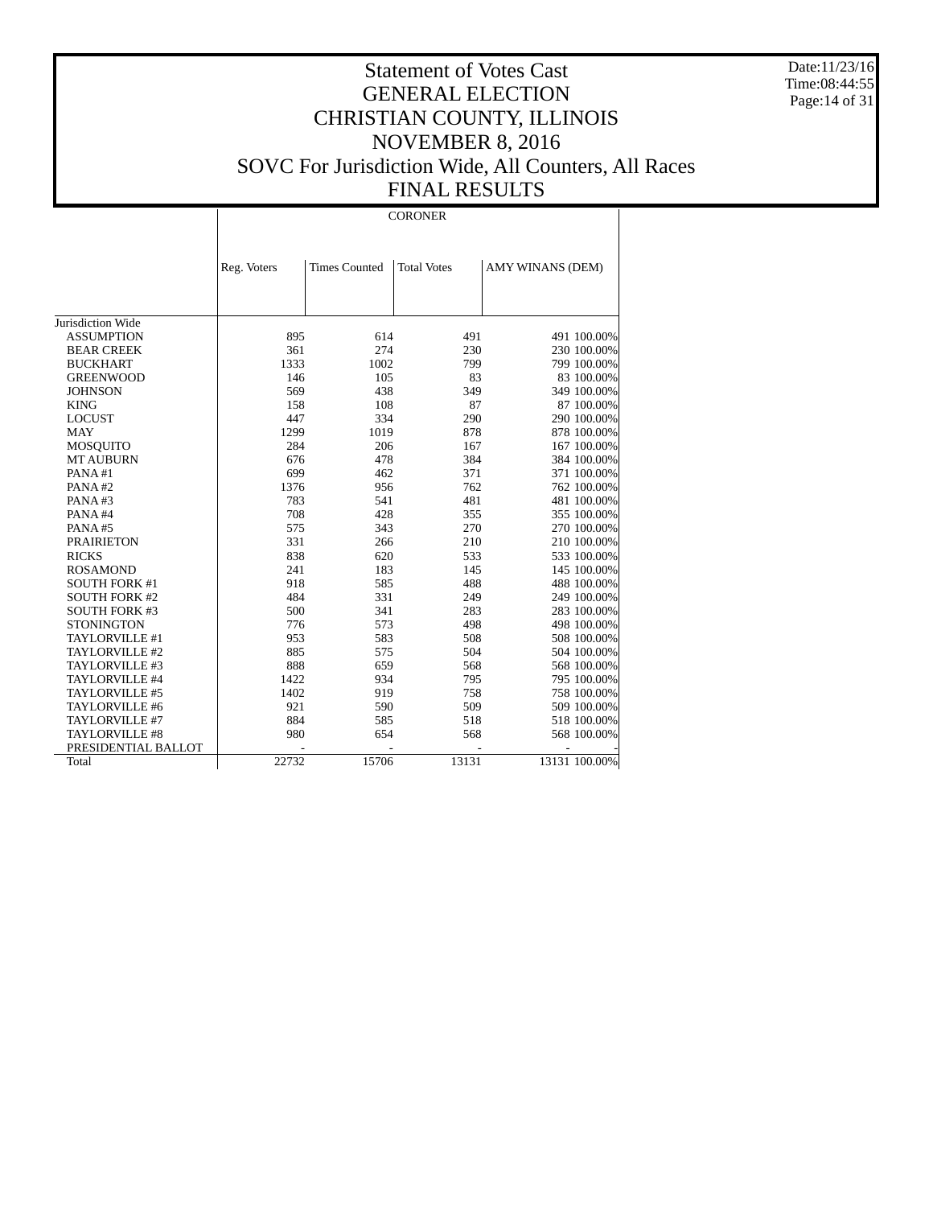# Statement of Votes Cast
# GENERAL ELECTION
# CHRISTIAN COUNTY, ILLINOIS
# NOVEMBER 8, 2016
# SOVC For Jurisdiction Wide, All Counters, All Races
# FINAL RESULTS

Date:11/23/16
Time:08:44:55

| | CORONER | | | | |
|---|---|---|---|---|---|
| | Reg. Voters | Times Counted | Total Votes | AMY WINANS (DEM) | |
| Jurisdiction Wide | | | | | |
| ASSUMPTION | 895 | 614 | 491 | 491 | 100.00% |
| BEAR CREEK | 361 | 274 | 230 | 230 | 100.00% |
| BUCKHART | 1333 | 1002 | 799 | 799 | 100.00% |
| GREENWOOD | 146 | 105 | 83 | 83 | 100.00% |
| JOHNSON | 569 | 438 | 349 | 349 | 100.00% |
| KING | 158 | 108 | 87 | 87 | 100.00% |
| LOCUST | 447 | 334 | 290 | 290 | 100.00% |
| MAY | 1299 | 1019 | 878 | 878 | 100.00% |
| MOSQUITO | 284 | 206 | 167 | 167 | 100.00% |
| MT AUBURN | 676 | 478 | 384 | 384 | 100.00% |
| PANA #1 | 699 | 462 | 371 | 371 | 100.00% |
| PANA #2 | 1376 | 956 | 762 | 762 | 100.00% |
| PANA #3 | 783 | 541 | 481 | 481 | 100.00% |
| PANA #4 | 708 | 428 | 355 | 355 | 100.00% |
| PANA #5 | 575 | 343 | 270 | 270 | 100.00% |
| PRAIRIETON | 331 | 266 | 210 | 210 | 100.00% |
| RICKS | 838 | 620 | 533 | 533 | 100.00% |
| ROSAMOND | 241 | 183 | 145 | 145 | 100.00% |
| SOUTH FORK #1 | 918 | 585 | 488 | 488 | 100.00% |
| SOUTH FORK #2 | 484 | 331 | 249 | 249 | 100.00% |
| SOUTH FORK #3 | 500 | 341 | 283 | 283 | 100.00% |
| STONINGTON | 776 | 573 | 498 | 498 | 100.00% |
| TAYLORVILLE #1 | 953 | 583 | 508 | 508 | 100.00% |
| TAYLORVILLE #2 | 885 | 575 | 504 | 504 | 100.00% |
| TAYLORVILLE #3 | 888 | 659 | 568 | 568 | 100.00% |
| TAYLORVILLE #4 | 1422 | 934 | 795 | 795 | 100.00% |
| TAYLORVILLE #5 | 1402 | 919 | 758 | 758 | 100.00% |
| TAYLORVILLE #6 | 921 | 590 | 509 | 509 | 100.00% |
| TAYLORVILLE #7 | 884 | 585 | 518 | 518 | 100.00% |
| TAYLORVILLE #8 | 980 | 654 | 568 | 568 | 100.00% |
| PRESIDENTIAL BALLOT | - | - | - | - | - |
| Total | 22732 | 15706 | 13131 | 13131 | 100.00% |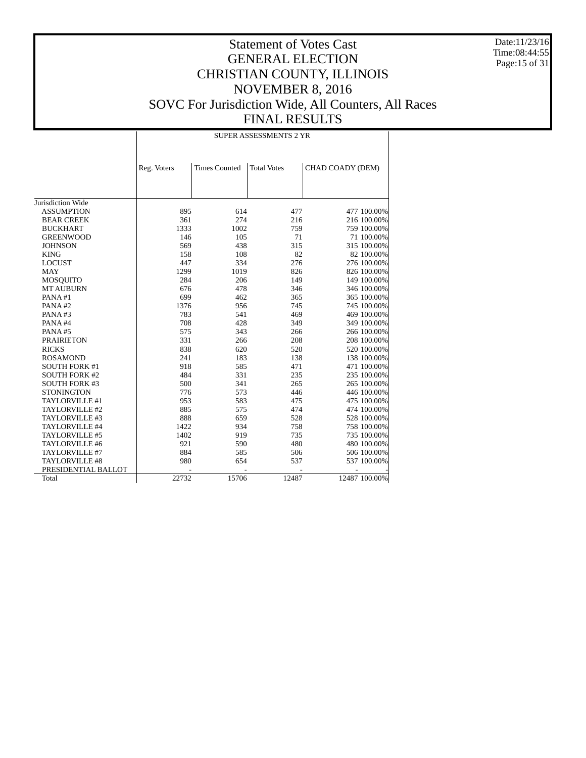# Statement of Votes Cast
# GENERAL ELECTION
# CHRISTIAN COUNTY, ILLINOIS
# NOVEMBER 8, 2016
# SOVC For Jurisdiction Wide, All Counters, All Races
# FINAL RESULTS

Date:11/23/16
Time:08:44:55

| | SUPER ASSESSMENTS 2 YR | | | | |
|---|---|---|---|---|---|
| | Reg. Voters | Times Counted | Total Votes | CHAD COADY (DEM) | |
| Jurisdiction Wide | | | | | |
| ASSUMPTION | 895 | 614 | 477 | 477 | 100.00% |
| BEAR CREEK | 361 | 274 | 216 | 216 | 100.00% |
| BUCKHART | 1333 | 1002 | 759 | 759 | 100.00% |
| GREENWOOD | 146 | 105 | 71 | 71 | 100.00% |
| JOHNSON | 569 | 438 | 315 | 315 | 100.00% |
| KING | 158 | 108 | 82 | 82 | 100.00% |
| LOCUST | 447 | 334 | 276 | 276 | 100.00% |
| MAY | 1299 | 1019 | 826 | 826 | 100.00% |
| MOSQUITO | 284 | 206 | 149 | 149 | 100.00% |
| MT AUBURN | 676 | 478 | 346 | 346 | 100.00% |
| PANA #1 | 699 | 462 | 365 | 365 | 100.00% |
| PANA #2 | 1376 | 956 | 745 | 745 | 100.00% |
| PANA #3 | 783 | 541 | 469 | 469 | 100.00% |
| PANA #4 | 708 | 428 | 349 | 349 | 100.00% |
| PANA #5 | 575 | 343 | 266 | 266 | 100.00% |
| PRAIRIETON | 331 | 266 | 208 | 208 | 100.00% |
| RICKS | 838 | 620 | 520 | 520 | 100.00% |
| ROSAMOND | 241 | 183 | 138 | 138 | 100.00% |
| SOUTH FORK #1 | 918 | 585 | 471 | 471 | 100.00% |
| SOUTH FORK #2 | 484 | 331 | 235 | 235 | 100.00% |
| SOUTH FORK #3 | 500 | 341 | 265 | 265 | 100.00% |
| STONINGTON | 776 | 573 | 446 | 446 | 100.00% |
| TAYLORVILLE #1 | 953 | 583 | 475 | 475 | 100.00% |
| TAYLORVILLE #2 | 885 | 575 | 474 | 474 | 100.00% |
| TAYLORVILLE #3 | 888 | 659 | 528 | 528 | 100.00% |
| TAYLORVILLE #4 | 1422 | 934 | 758 | 758 | 100.00% |
| TAYLORVILLE #5 | 1402 | 919 | 735 | 735 | 100.00% |
| TAYLORVILLE #6 | 921 | 590 | 480 | 480 | 100.00% |
| TAYLORVILLE #7 | 884 | 585 | 506 | 506 | 100.00% |
| TAYLORVILLE #8 | 980 | 654 | 537 | 537 | 100.00% |
| PRESIDENTIAL BALLOT | - | - | - | - | - |
| Total | 22732 | 15706 | 12487 | 12487 | 100.00% |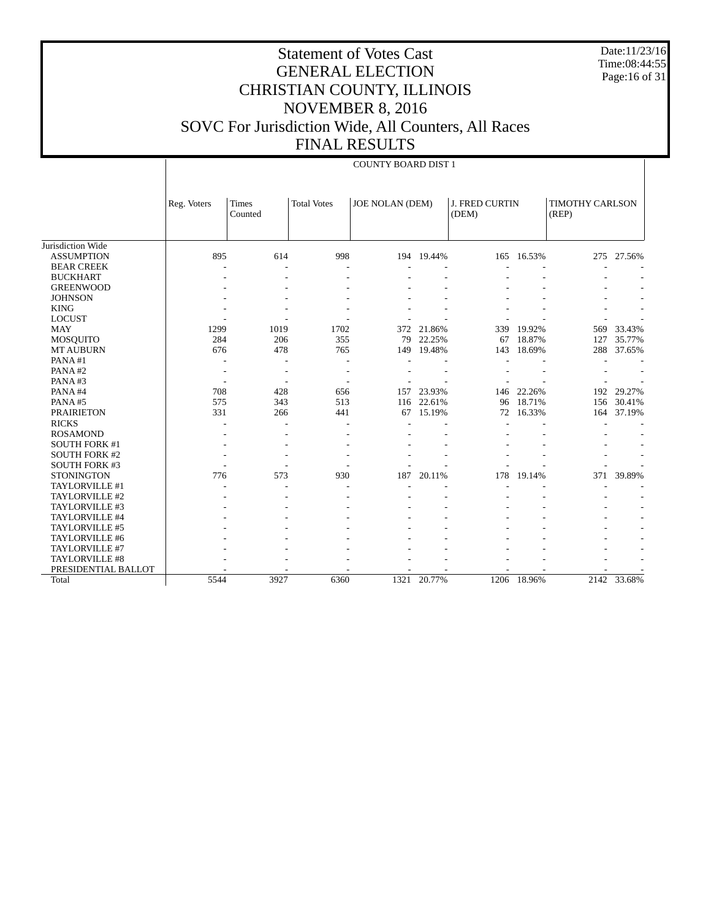# Statement of Votes Cast
# GENERAL ELECTION
# CHRISTIAN COUNTY, ILLINOIS
# NOVEMBER 8, 2016
# SOVC For Jurisdiction Wide, All Counters, All Races
# FINAL RESULTS

Date:11/23/16
Time:08:44:55

| | COUNTY BOARD DIST 1 | | | | | | | | |
|---|---|---|---|---|---|---|---|---|---|
| | Reg. Voters | Times Counted | Total Votes | JOE NOLAN (DEM) | | J. FRED CURTIN (DEM) | | TIMOTHY CARLSON (REP) | |
| Jurisdiction Wide | | | | | | | | | |
| ASSUMPTION | 895 | 614 | 998 | 194 | 19.44% | 165 | 16.53% | 275 | 27.56% |
| BEAR CREEK | - | - | - | - | - | - | - | - | - |
| BUCKHART | - | - | - | - | - | - | - | - | - |
| GREENWOOD | - | - | - | - | - | - | - | - | - |
| JOHNSON | - | - | - | - | - | - | - | - | - |
| KING | - | - | - | - | - | - | - | - | - |
| LOCUST | - | - | - | - | - | - | - | - | - |
| MAY | 1299 | 1019 | 1702 | 372 | 21.86% | 339 | 19.92% | 569 | 33.43% |
| MOSQUITO | 284 | 206 | 355 | 79 | 22.25% | 67 | 18.87% | 127 | 35.77% |
| MT AUBURN | 676 | 478 | 765 | 149 | 19.48% | 143 | 18.69% | 288 | 37.65% |
| PANA #1 | - | - | - | - | - | - | - | - | - |
| PANA #2 | - | - | - | - | - | - | - | - | - |
| PANA #3 | - | - | - | - | - | - | - | - | - |
| PANA #4 | 708 | 428 | 656 | 157 | 23.93% | 146 | 22.26% | 192 | 29.27% |
| PANA #5 | 575 | 343 | 513 | 116 | 22.61% | 96 | 18.71% | 156 | 30.41% |
| PRAIRIETON | 331 | 266 | 441 | 67 | 15.19% | 72 | 16.33% | 164 | 37.19% |
| RICKS | - | - | - | - | - | - | - | - | - |
| ROSAMOND | - | - | - | - | - | - | - | - | - |
| SOUTH FORK #1 | - | - | - | - | - | - | - | - | - |
| SOUTH FORK #2 | - | - | - | - | - | - | - | - | - |
| SOUTH FORK #3 | - | - | - | - | - | - | - | - | - |
| STONINGTON | 776 | 573 | 930 | 187 | 20.11% | 178 | 19.14% | 371 | 39.89% |
| TAYLORVILLE #1 | - | - | - | - | - | - | - | - | - |
| TAYLORVILLE #2 | - | - | - | - | - | - | - | - | - |
| TAYLORVILLE #3 | - | - | - | - | - | - | - | - | - |
| TAYLORVILLE #4 | - | - | - | - | - | - | - | - | - |
| TAYLORVILLE #5 | - | - | - | - | - | - | - | - | - |
| TAYLORVILLE #6 | - | - | - | - | - | - | - | - | - |
| TAYLORVILLE #7 | - | - | - | - | - | - | - | - | - |
| TAYLORVILLE #8 | - | - | - | - | - | - | - | - | - |
| PRESIDENTIAL BALLOT | - | - | - | - | - | - | - | - | - |
| Total | 5544 | 3927 | 6360 | 1321 | 20.77% | 1206 | 18.96% | 2142 | 33.68% |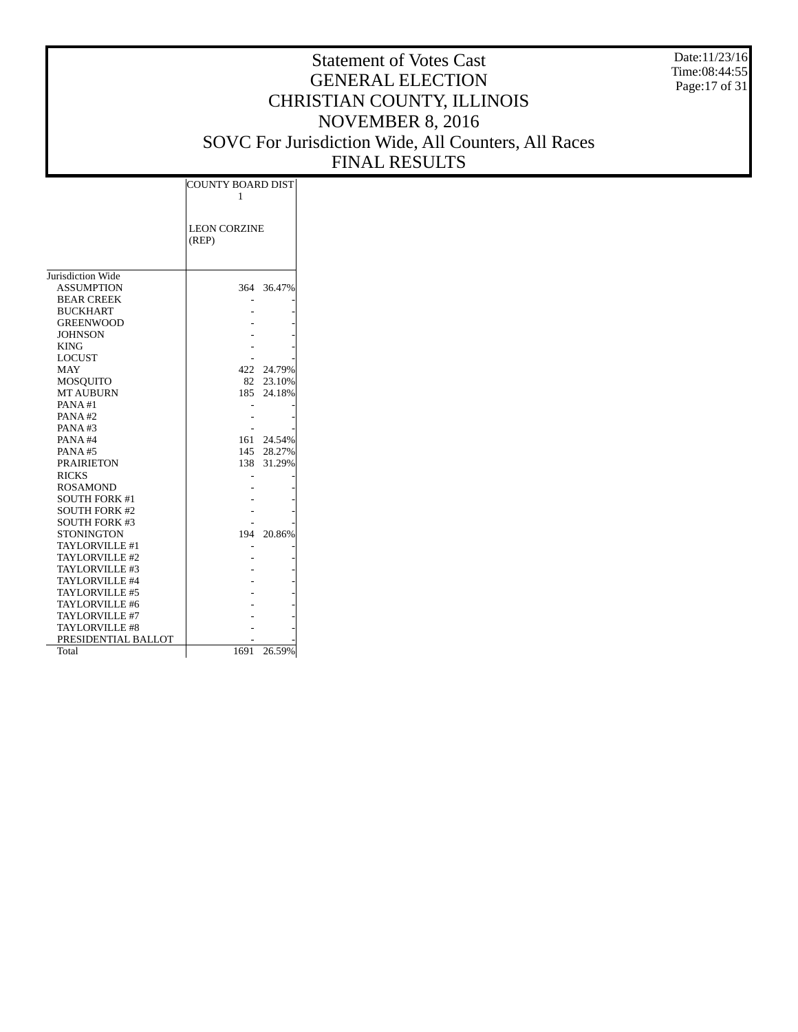# Statement of Votes Cast
## GENERAL ELECTION
## CHRISTIAN COUNTY, ILLINOIS
## NOVEMBER 8, 2016
## SOVC For Jurisdiction Wide, All Counters, All Races
## FINAL RESULTS

Date:11/23/16
Time:08:44:55

| | COUNTY BOARD DIST 1 | |
|---|---|---|
| | LEON CORZINE (REP) | |
| Jurisdiction Wide | | |
| ASSUMPTION | 364 | 36.47% |
| BEAR CREEK | - | - |
| BUCKHART | - | - |
| GREENWOOD | - | - |
| JOHNSON | - | - |
| KING | - | - |
| LOCUST | - | - |
| MAY | 422 | 24.79% |
| MOSQUITO | 82 | 23.10% |
| MT AUBURN | 185 | 24.18% |
| PANA #1 | - | - |
| PANA #2 | - | - |
| PANA #3 | - | - |
| PANA #4 | 161 | 24.54% |
| PANA #5 | 145 | 28.27% |
| PRAIRIETON | 138 | 31.29% |
| RICKS | - | - |
| ROSAMOND | - | - |
| SOUTH FORK #1 | - | - |
| SOUTH FORK #2 | - | - |
| SOUTH FORK #3 | - | - |
| STONINGTON | 194 | 20.86% |
| TAYLORVILLE #1 | - | - |
| TAYLORVILLE #2 | - | - |
| TAYLORVILLE #3 | - | - |
| TAYLORVILLE #4 | - | - |
| TAYLORVILLE #5 | - | - |
| TAYLORVILLE #6 | - | - |
| TAYLORVILLE #7 | - | - |
| TAYLORVILLE #8 | - | - |
| PRESIDENTIAL BALLOT | - | - |
| Total | 1691 | 26.59% |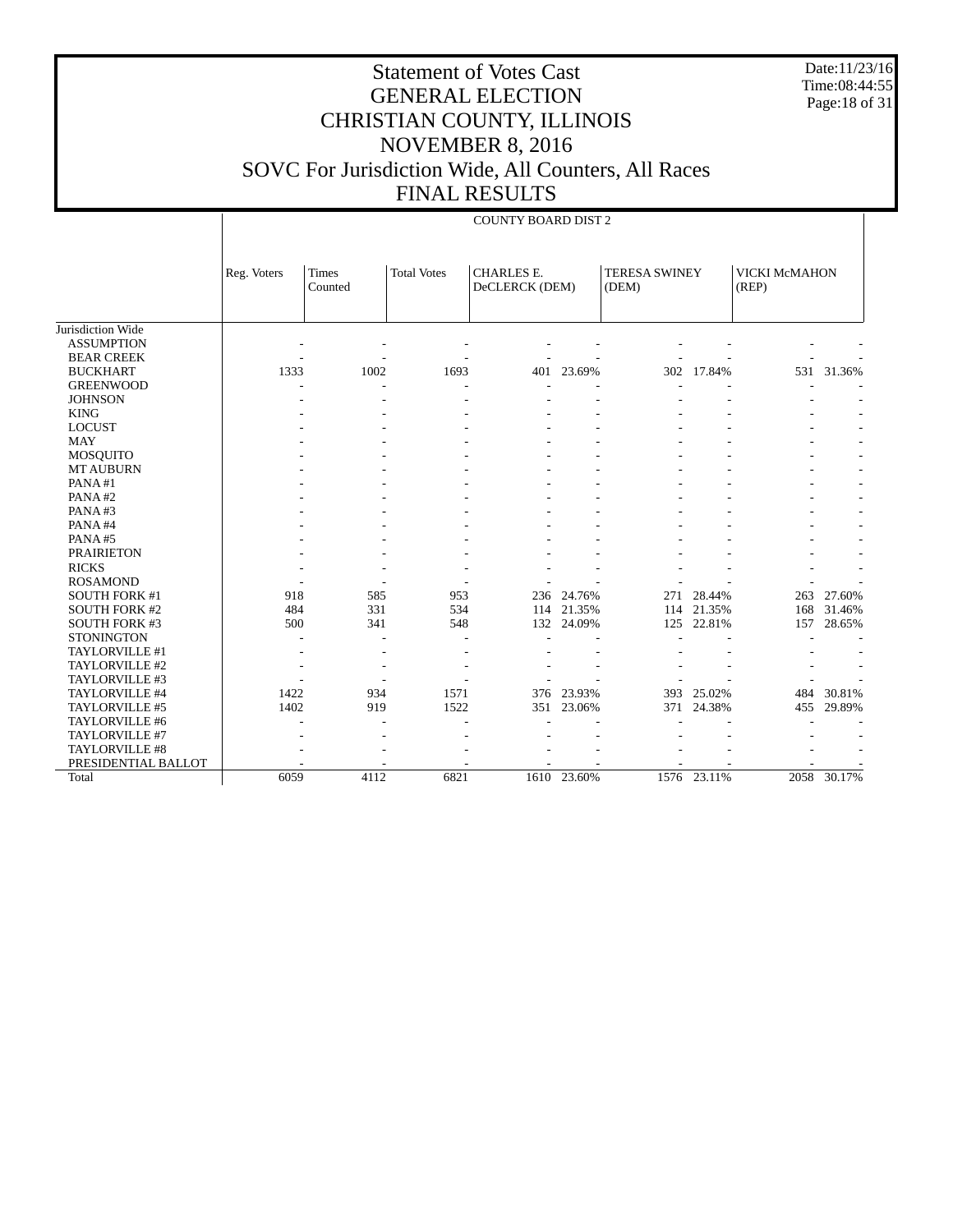# Statement of Votes Cast
# GENERAL ELECTION
# CHRISTIAN COUNTY, ILLINOIS
# NOVEMBER 8, 2016
# SOVC For Jurisdiction Wide, All Counters, All Races
# FINAL RESULTS

Date:11/23/16
Time:08:44:55

| | COUNTY BOARD DIST 2 | | | | | | | | |
|---|---|---|---|---|---|---|---|---|---|
| | Reg. Voters | Times Counted | Total Votes | CHARLES E. DeCLERCK (DEM) | | TERESA SWINEY (DEM) | | VICKI McMAHON (REP) | |
| Jurisdiction Wide | | | | | | | | | |
| ASSUMPTION | - | - | - | - | - | - | - | - | - |
| BEAR CREEK | - | - | - | - | - | - | - | - | - |
| BUCKHART | 1333 | 1002 | 1693 | 401 | 23.69% | 302 | 17.84% | 531 | 31.36% |
| GREENWOOD | - | - | - | - | - | - | - | - | - |
| JOHNSON | - | - | - | - | - | - | - | - | - |
| KING | - | - | - | - | - | - | - | - | - |
| LOCUST | - | - | - | - | - | - | - | - | - |
| MAY | - | - | - | - | - | - | - | - | - |
| MOSQUITO | - | - | - | - | - | - | - | - | - |
| MT AUBURN | - | - | - | - | - | - | - | - | - |
| PANA #1 | - | - | - | - | - | - | - | - | - |
| PANA #2 | - | - | - | - | - | - | - | - | - |
| PANA #3 | - | - | - | - | - | - | - | - | - |
| PANA #4 | - | - | - | - | - | - | - | - | - |
| PANA #5 | - | - | - | - | - | - | - | - | - |
| PRAIRIETON | - | - | - | - | - | - | - | - | - |
| RICKS | - | - | - | - | - | - | - | - | - |
| ROSAMOND | - | - | - | - | - | - | - | - | - |
| SOUTH FORK #1 | 918 | 585 | 953 | 236 | 24.76% | 271 | 28.44% | 263 | 27.60% |
| SOUTH FORK #2 | 484 | 331 | 534 | 114 | 21.35% | 114 | 21.35% | 168 | 31.46% |
| SOUTH FORK #3 | 500 | 341 | 548 | 132 | 24.09% | 125 | 22.81% | 157 | 28.65% |
| STONINGTON | - | - | - | - | - | - | - | - | - |
| TAYLORVILLE #1 | - | - | - | - | - | - | - | - | - |
| TAYLORVILLE #2 | - | - | - | - | - | - | - | - | - |
| TAYLORVILLE #3 | - | - | - | - | - | - | - | - | - |
| TAYLORVILLE #4 | 1422 | 934 | 1571 | 376 | 23.93% | 393 | 25.02% | 484 | 30.81% |
| TAYLORVILLE #5 | 1402 | 919 | 1522 | 351 | 23.06% | 371 | 24.38% | 455 | 29.89% |
| TAYLORVILLE #6 | - | - | - | - | - | - | - | - | - |
| TAYLORVILLE #7 | - | - | - | - | - | - | - | - | - |
| TAYLORVILLE #8 | - | - | - | - | - | - | - | - | - |
| PRESIDENTIAL BALLOT | - | - | - | - | - | - | - | - | - |
| Total | 6059 | 4112 | 6821 | 1610 | 23.60% | 1576 | 23.11% | 2058 | 30.17% |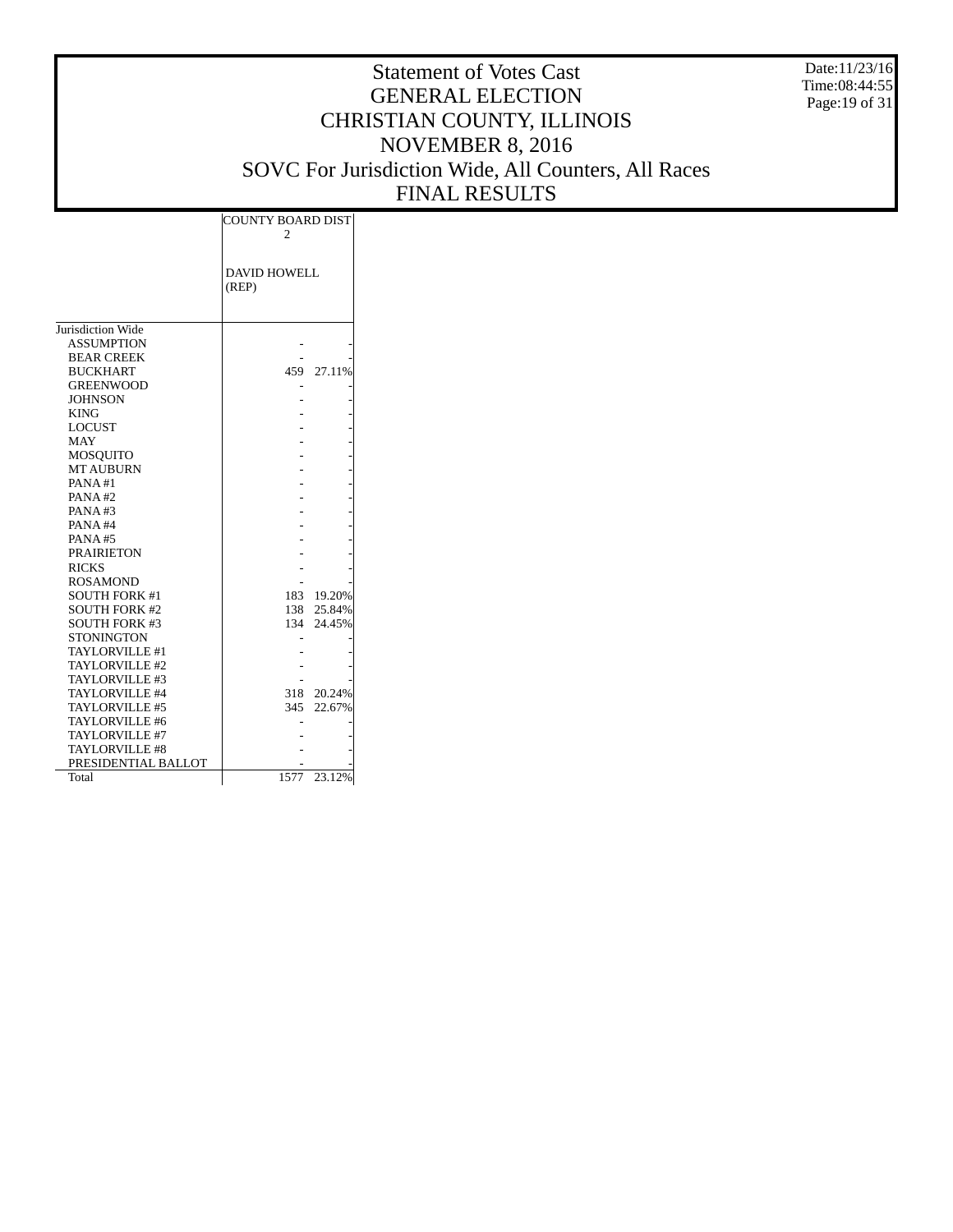# Statement of Votes Cast
# GENERAL ELECTION
# CHRISTIAN COUNTY, ILLINOIS
# NOVEMBER 8, 2016
# SOVC For Jurisdiction Wide, All Counters, All Races
# FINAL RESULTS

| | COUNTY BOARD DIST 2 | |
|---|---|---|
| | DAVID HOWELL (REP) | |
| Jurisdiction Wide | | |
| ASSUMPTION | - | - |
| BEAR CREEK | - | - |
| BUCKHART | 459 | 27.11% |
| GREENWOOD | - | - |
| JOHNSON | - | - |
| KING | - | - |
| LOCUST | - | - |
| MAY | - | - |
| MOSQUITO | - | - |
| MT AUBURN | - | - |
| PANA #1 | - | - |
| PANA #2 | - | - |
| PANA #3 | - | - |
| PANA #4 | - | - |
| PANA #5 | - | - |
| PRAIRIETON | - | - |
| RICKS | - | - |
| ROSAMOND | - | - |
| SOUTH FORK #1 | 183 | 19.20% |
| SOUTH FORK #2 | 138 | 25.84% |
| SOUTH FORK #3 | 134 | 24.45% |
| STONINGTON | - | - |
| TAYLORVILLE #1 | - | - |
| TAYLORVILLE #2 | - | - |
| TAYLORVILLE #3 | - | - |
| TAYLORVILLE #4 | 318 | 20.24% |
| TAYLORVILLE #5 | 345 | 22.67% |
| TAYLORVILLE #6 | - | - |
| TAYLORVILLE #7 | - | - |
| TAYLORVILLE #8 | - | - |
| PRESIDENTIAL BALLOT | - | - |
| Total | 1577 | 23.12% |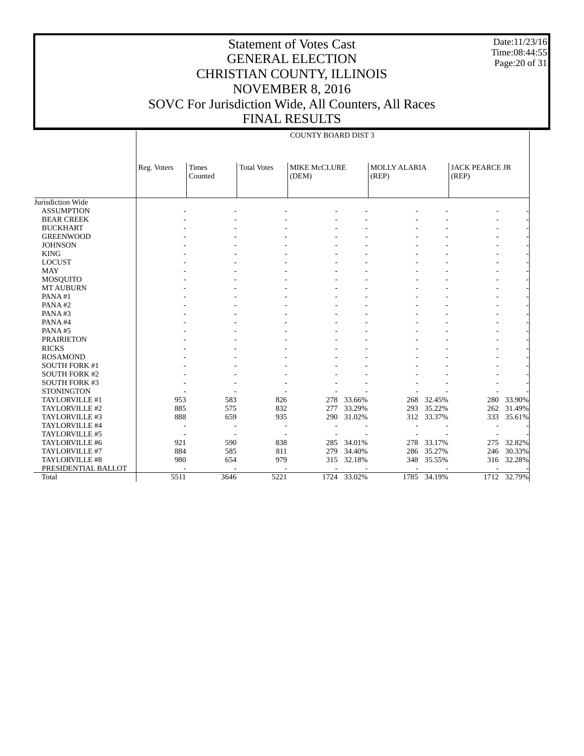# Statement of Votes Cast
# GENERAL ELECTION
# CHRISTIAN COUNTY, ILLINOIS
# NOVEMBER 8, 2016
# SOVC For Jurisdiction Wide, All Counters, All Races
# FINAL RESULTS

Date:11/23/16
Time:08:44:55

| | COUNTY BOARD DIST 3 | | | | | | | | |
|---|---|---|---|---|---|---|---|---|---|
| | Reg. Voters | Times Counted | Total Votes | MIKE McCLURE (DEM) | | MOLLY ALARIA (REP) | | JACK PEARCE JR (REP) | |
| Jurisdiction Wide | | | | | | | | | |
| ASSUMPTION | - | - | - | - | - | - | - | - | - |
| BEAR CREEK | - | - | - | - | - | - | - | - | - |
| BUCKHART | - | - | - | - | - | - | - | - | - |
| GREENWOOD | - | - | - | - | - | - | - | - | - |
| JOHNSON | - | - | - | - | - | - | - | - | - |
| KING | - | - | - | - | - | - | - | - | - |
| LOCUST | - | - | - | - | - | - | - | - | - |
| MAY | - | - | - | - | - | - | - | - | - |
| MOSQUITO | - | - | - | - | - | - | - | - | - |
| MT AUBURN | - | - | - | - | - | - | - | - | - |
| PANA #1 | - | - | - | - | - | - | - | - | - |
| PANA #2 | - | - | - | - | - | - | - | - | - |
| PANA #3 | - | - | - | - | - | - | - | - | - |
| PANA #4 | - | - | - | - | - | - | - | - | - |
| PANA #5 | - | - | - | - | - | - | - | - | - |
| PRAIRIETON | - | - | - | - | - | - | - | - | - |
| RICKS | - | - | - | - | - | - | - | - | - |
| ROSAMOND | - | - | - | - | - | - | - | - | - |
| SOUTH FORK #1 | - | - | - | - | - | - | - | - | - |
| SOUTH FORK #2 | - | - | - | - | - | - | - | - | - |
| SOUTH FORK #3 | - | - | - | - | - | - | - | - | - |
| STONINGTON | - | - | - | - | - | - | - | - | - |
| TAYLORVILLE #1 | 953 | 583 | 826 | 278 | 33.66% | 268 | 32.45% | 280 | 33.90% |
| TAYLORVILLE #2 | 885 | 575 | 832 | 277 | 33.29% | 293 | 35.22% | 262 | 31.49% |
| TAYLORVILLE #3 | 888 | 659 | 935 | 290 | 31.02% | 312 | 33.37% | 333 | 35.61% |
| TAYLORVILLE #4 | - | - | - | - | - | - | - | - | - |
| TAYLORVILLE #5 | - | - | - | - | - | - | - | - | - |
| TAYLORVILLE #6 | 921 | 590 | 838 | 285 | 34.01% | 278 | 33.17% | 275 | 32.82% |
| TAYLORVILLE #7 | 884 | 585 | 811 | 279 | 34.40% | 286 | 35.27% | 246 | 30.33% |
| TAYLORVILLE #8 | 980 | 654 | 979 | 315 | 32.18% | 348 | 35.55% | 316 | 32.28% |
| PRESIDENTIAL BALLOT | - | - | - | - | - | - | - | - | - |
| Total | 5511 | 3646 | 5221 | 1724 | 33.02% | 1785 | 34.19% | 1712 | 32.79% |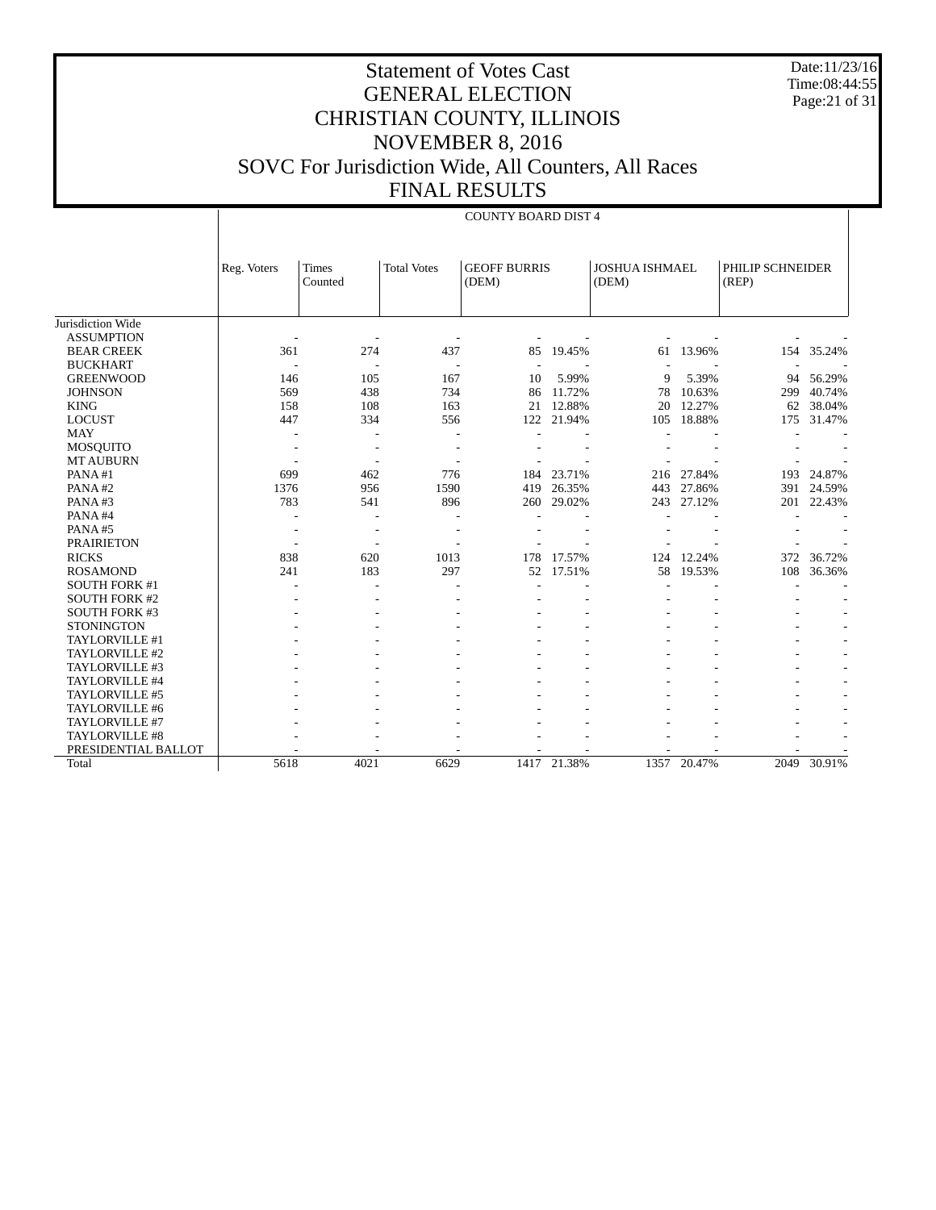# Statement of Votes Cast
# GENERAL ELECTION
# CHRISTIAN COUNTY, ILLINOIS
# NOVEMBER 8, 2016
# SOVC For Jurisdiction Wide, All Counters, All Races
# FINAL RESULTS

Date:11/23/16
Time:08:44:55

| | COUNTY BOARD DIST 4 | | | | | | | | |
|---|---|---|---|---|---|---|---|---|---|
| | Reg. Voters | Times Counted | Total Votes | GEOFF BURRIS (DEM) | | JOSHUA ISHMAEL (DEM) | | PHILIP SCHNEIDER (REP) | |
| Jurisdiction Wide | | | | | | | | | |
| ASSUMPTION | - | - | - | - | - | - | - | - | - |
| BEAR CREEK | 361 | 274 | 437 | 85 | 19.45% | 61 | 13.96% | 154 | 35.24% |
| BUCKHART | - | - | - | - | - | - | - | - | - |
| GREENWOOD | 146 | 105 | 167 | 10 | 5.99% | 9 | 5.39% | 94 | 56.29% |
| JOHNSON | 569 | 438 | 734 | 86 | 11.72% | 78 | 10.63% | 299 | 40.74% |
| KING | 158 | 108 | 163 | 21 | 12.88% | 20 | 12.27% | 62 | 38.04% |
| LOCUST | 447 | 334 | 556 | 122 | 21.94% | 105 | 18.88% | 175 | 31.47% |
| MAY | - | - | - | - | - | - | - | - | - |
| MOSQUITO | - | - | - | - | - | - | - | - | - |
| MT AUBURN | - | - | - | - | - | - | - | - | - |
| PANA #1 | 699 | 462 | 776 | 184 | 23.71% | 216 | 27.84% | 193 | 24.87% |
| PANA #2 | 1376 | 956 | 1590 | 419 | 26.35% | 443 | 27.86% | 391 | 24.59% |
| PANA #3 | 783 | 541 | 896 | 260 | 29.02% | 243 | 27.12% | 201 | 22.43% |
| PANA #4 | - | - | - | - | - | - | - | - | - |
| PANA #5 | - | - | - | - | - | - | - | - | - |
| PRAIRIETON | - | - | - | - | - | - | - | - | - |
| RICKS | 838 | 620 | 1013 | 178 | 17.57% | 124 | 12.24% | 372 | 36.72% |
| ROSAMOND | 241 | 183 | 297 | 52 | 17.51% | 58 | 19.53% | 108 | 36.36% |
| SOUTH FORK #1 | - | - | - | - | - | - | - | - | - |
| SOUTH FORK #2 | - | - | - | - | - | - | - | - | - |
| SOUTH FORK #3 | - | - | - | - | - | - | - | - | - |
| STONINGTON | - | - | - | - | - | - | - | - | - |
| TAYLORVILLE #1 | - | - | - | - | - | - | - | - | - |
| TAYLORVILLE #2 | - | - | - | - | - | - | - | - | - |
| TAYLORVILLE #3 | - | - | - | - | - | - | - | - | - |
| TAYLORVILLE #4 | - | - | - | - | - | - | - | - | - |
| TAYLORVILLE #5 | - | - | - | - | - | - | - | - | - |
| TAYLORVILLE #6 | - | - | - | - | - | - | - | - | - |
| TAYLORVILLE #7 | - | - | - | - | - | - | - | - | - |
| TAYLORVILLE #8 | - | - | - | - | - | - | - | - | - |
| PRESIDENTIAL BALLOT | - | - | - | - | - | - | - | - | - |
| Total | 5618 | 4021 | 6629 | 1417 | 21.38% | 1357 | 20.47% | 2049 | 30.91% |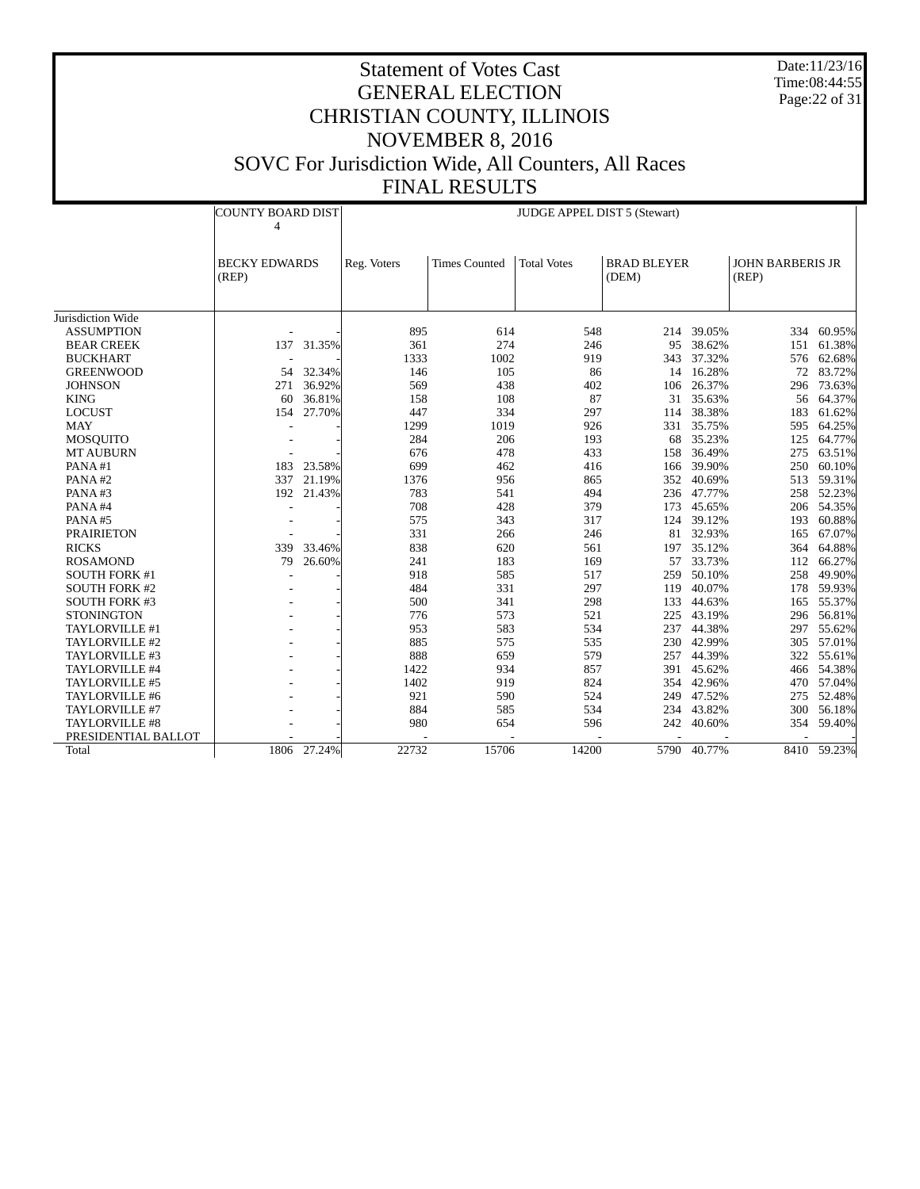# Statement of Votes Cast
# GENERAL ELECTION
# CHRISTIAN COUNTY, ILLINOIS
# NOVEMBER 8, 2016
# SOVC For Jurisdiction Wide, All Counters, All Races
# FINAL RESULTS

Date:11/23/16
Time:08:44:55

| | COUNTY BOARD DIST 4 | | JUDGE APPEL DIST 5 (Stewart) | | | | | | |
|---|---|---|---|---|---|---|---|---|---|
| | BECKY EDWARDS (REP) | | Reg. Voters | Times Counted | Total Votes | BRAD BLEYER (DEM) | | JOHN BARBERIS JR (REP) | |
| Jurisdiction Wide | | | | | | | | | |
| ASSUMPTION | - | - | 895 | 614 | 548 | 214 | 39.05% | 334 | 60.95% |
| BEAR CREEK | 137 | 31.35% | 361 | 274 | 246 | 95 | 38.62% | 151 | 61.38% |
| BUCKHART | - | - | 1333 | 1002 | 919 | 343 | 37.32% | 576 | 62.68% |
| GREENWOOD | 54 | 32.34% | 146 | 105 | 86 | 14 | 16.28% | 72 | 83.72% |
| JOHNSON | 271 | 36.92% | 569 | 438 | 402 | 106 | 26.37% | 296 | 73.63% |
| KING | 60 | 36.81% | 158 | 108 | 87 | 31 | 35.63% | 56 | 64.37% |
| LOCUST | 154 | 27.70% | 447 | 334 | 297 | 114 | 38.38% | 183 | 61.62% |
| MAY | - | - | 1299 | 1019 | 926 | 331 | 35.75% | 595 | 64.25% |
| MOSQUITO | - | - | 284 | 206 | 193 | 68 | 35.23% | 125 | 64.77% |
| MT AUBURN | - | - | 676 | 478 | 433 | 158 | 36.49% | 275 | 63.51% |
| PANA #1 | 183 | 23.58% | 699 | 462 | 416 | 166 | 39.90% | 250 | 60.10% |
| PANA #2 | 337 | 21.19% | 1376 | 956 | 865 | 352 | 40.69% | 513 | 59.31% |
| PANA #3 | 192 | 21.43% | 783 | 541 | 494 | 236 | 47.77% | 258 | 52.23% |
| PANA #4 | - | - | 708 | 428 | 379 | 173 | 45.65% | 206 | 54.35% |
| PANA #5 | - | - | 575 | 343 | 317 | 124 | 39.12% | 193 | 60.88% |
| PRAIRIETON | - | - | 331 | 266 | 246 | 81 | 32.93% | 165 | 67.07% |
| RICKS | 339 | 33.46% | 838 | 620 | 561 | 197 | 35.12% | 364 | 64.88% |
| ROSAMOND | 79 | 26.60% | 241 | 183 | 169 | 57 | 33.73% | 112 | 66.27% |
| SOUTH FORK #1 | - | - | 918 | 585 | 517 | 259 | 50.10% | 258 | 49.90% |
| SOUTH FORK #2 | - | - | 484 | 331 | 297 | 119 | 40.07% | 178 | 59.93% |
| SOUTH FORK #3 | - | - | 500 | 341 | 298 | 133 | 44.63% | 165 | 55.37% |
| STONINGTON | - | - | 776 | 573 | 521 | 225 | 43.19% | 296 | 56.81% |
| TAYLORVILLE #1 | - | - | 953 | 583 | 534 | 237 | 44.38% | 297 | 55.62% |
| TAYLORVILLE #2 | - | - | 885 | 575 | 535 | 230 | 42.99% | 305 | 57.01% |
| TAYLORVILLE #3 | - | - | 888 | 659 | 579 | 257 | 44.39% | 322 | 55.61% |
| TAYLORVILLE #4 | - | - | 1422 | 934 | 857 | 391 | 45.62% | 466 | 54.38% |
| TAYLORVILLE #5 | - | - | 1402 | 919 | 824 | 354 | 42.96% | 470 | 57.04% |
| TAYLORVILLE #6 | - | - | 921 | 590 | 524 | 249 | 47.52% | 275 | 52.48% |
| TAYLORVILLE #7 | - | - | 884 | 585 | 534 | 234 | 43.82% | 300 | 56.18% |
| TAYLORVILLE #8 | - | - | 980 | 654 | 596 | 242 | 40.60% | 354 | 59.40% |
| PRESIDENTIAL BALLOT | - | - | - | - | - | - | - | - | - |
| Total | 1806 | 27.24% | 22732 | 15706 | 14200 | 5790 | 40.77% | 8410 | 59.23% |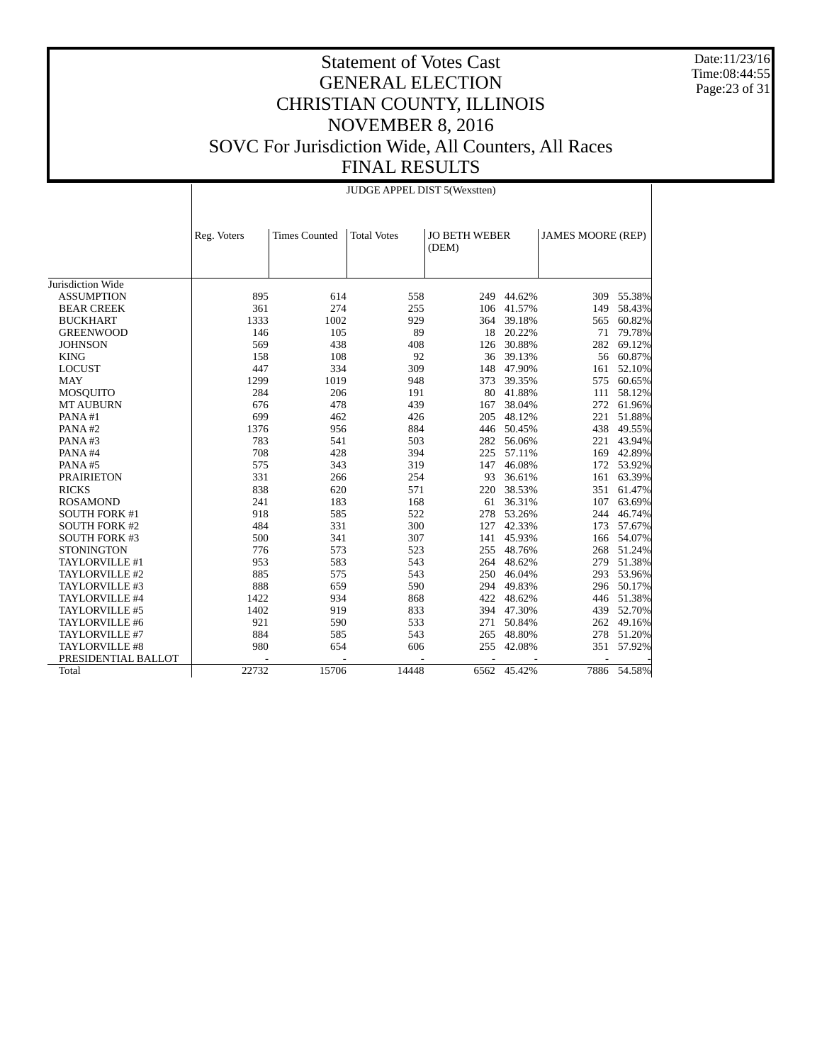# Statement of Votes Cast
# GENERAL ELECTION
# CHRISTIAN COUNTY, ILLINOIS
# NOVEMBER 8, 2016
# SOVC For Jurisdiction Wide, All Counters, All Races
# FINAL RESULTS

Date:11/23/16
Time:08:44:55

| | JUDGE APPEL DIST 5(Wexstten) | | | | | | |
|---|---|---|---|---|---|---|---|
| | Reg. Voters | Times Counted | Total Votes | JO BETH WEBER (DEM) | | JAMES MOORE (REP) | |
| Jurisdiction Wide | | | | | | | |
| ASSUMPTION | 895 | 614 | 558 | 249 | 44.62% | 309 | 55.38% |
| BEAR CREEK | 361 | 274 | 255 | 106 | 41.57% | 149 | 58.43% |
| BUCKHART | 1333 | 1002 | 929 | 364 | 39.18% | 565 | 60.82% |
| GREENWOOD | 146 | 105 | 89 | 18 | 20.22% | 71 | 79.78% |
| JOHNSON | 569 | 438 | 408 | 126 | 30.88% | 282 | 69.12% |
| KING | 158 | 108 | 92 | 36 | 39.13% | 56 | 60.87% |
| LOCUST | 447 | 334 | 309 | 148 | 47.90% | 161 | 52.10% |
| MAY | 1299 | 1019 | 948 | 373 | 39.35% | 575 | 60.65% |
| MOSQUITO | 284 | 206 | 191 | 80 | 41.88% | 111 | 58.12% |
| MT AUBURN | 676 | 478 | 439 | 167 | 38.04% | 272 | 61.96% |
| PANA #1 | 699 | 462 | 426 | 205 | 48.12% | 221 | 51.88% |
| PANA #2 | 1376 | 956 | 884 | 446 | 50.45% | 438 | 49.55% |
| PANA #3 | 783 | 541 | 503 | 282 | 56.06% | 221 | 43.94% |
| PANA #4 | 708 | 428 | 394 | 225 | 57.11% | 169 | 42.89% |
| PANA #5 | 575 | 343 | 319 | 147 | 46.08% | 172 | 53.92% |
| PRAIRIETON | 331 | 266 | 254 | 93 | 36.61% | 161 | 63.39% |
| RICKS | 838 | 620 | 571 | 220 | 38.53% | 351 | 61.47% |
| ROSAMOND | 241 | 183 | 168 | 61 | 36.31% | 107 | 63.69% |
| SOUTH FORK #1 | 918 | 585 | 522 | 278 | 53.26% | 244 | 46.74% |
| SOUTH FORK #2 | 484 | 331 | 300 | 127 | 42.33% | 173 | 57.67% |
| SOUTH FORK #3 | 500 | 341 | 307 | 141 | 45.93% | 166 | 54.07% |
| STONINGTON | 776 | 573 | 523 | 255 | 48.76% | 268 | 51.24% |
| TAYLORVILLE #1 | 953 | 583 | 543 | 264 | 48.62% | 279 | 51.38% |
| TAYLORVILLE #2 | 885 | 575 | 543 | 250 | 46.04% | 293 | 53.96% |
| TAYLORVILLE #3 | 888 | 659 | 590 | 294 | 49.83% | 296 | 50.17% |
| TAYLORVILLE #4 | 1422 | 934 | 868 | 422 | 48.62% | 446 | 51.38% |
| TAYLORVILLE #5 | 1402 | 919 | 833 | 394 | 47.30% | 439 | 52.70% |
| TAYLORVILLE #6 | 921 | 590 | 533 | 271 | 50.84% | 262 | 49.16% |
| TAYLORVILLE #7 | 884 | 585 | 543 | 265 | 48.80% | 278 | 51.20% |
| TAYLORVILLE #8 | 980 | 654 | 606 | 255 | 42.08% | 351 | 57.92% |
| PRESIDENTIAL BALLOT | - | - | - | - | - | - | - |
| Total | 22732 | 15706 | 14448 | 6562 | 45.42% | 7886 | 54.58% |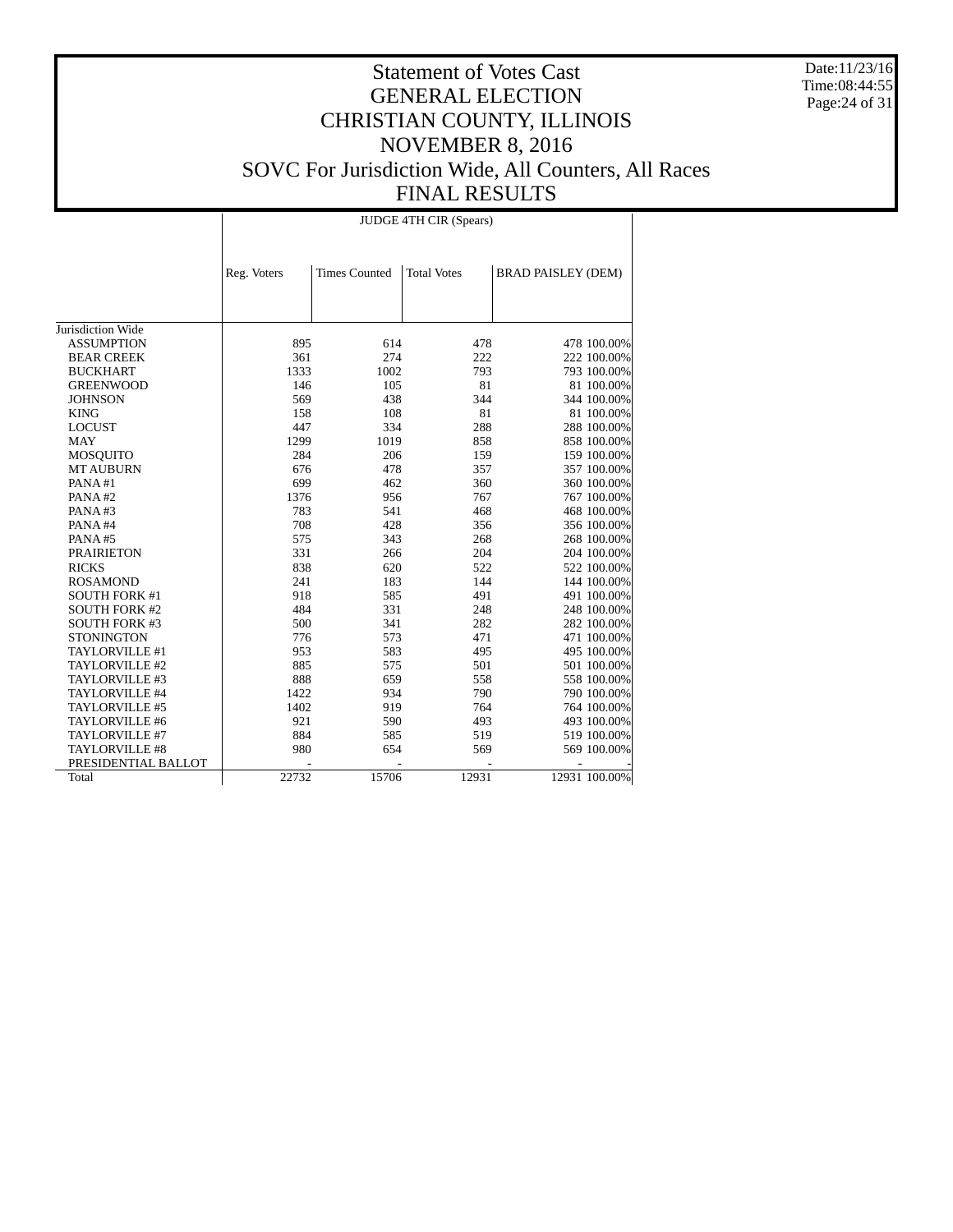# Statement of Votes Cast
# GENERAL ELECTION
# CHRISTIAN COUNTY, ILLINOIS
# NOVEMBER 8, 2016
# SOVC For Jurisdiction Wide, All Counters, All Races
# FINAL RESULTS

Date:11/23/16
Time:08:44:55

| | JUDGE 4TH CIR (Spears) | | | | |
|---|---|---|---|---|---|
| | Reg. Voters | Times Counted | Total Votes | BRAD PAISLEY (DEM) | |
| Jurisdiction Wide | | | | | |
| ASSUMPTION | 895 | 614 | 478 | 478 | 100.00% |
| BEAR CREEK | 361 | 274 | 222 | 222 | 100.00% |
| BUCKHART | 1333 | 1002 | 793 | 793 | 100.00% |
| GREENWOOD | 146 | 105 | 81 | 81 | 100.00% |
| JOHNSON | 569 | 438 | 344 | 344 | 100.00% |
| KING | 158 | 108 | 81 | 81 | 100.00% |
| LOCUST | 447 | 334 | 288 | 288 | 100.00% |
| MAY | 1299 | 1019 | 858 | 858 | 100.00% |
| MOSQUITO | 284 | 206 | 159 | 159 | 100.00% |
| MT AUBURN | 676 | 478 | 357 | 357 | 100.00% |
| PANA #1 | 699 | 462 | 360 | 360 | 100.00% |
| PANA #2 | 1376 | 956 | 767 | 767 | 100.00% |
| PANA #3 | 783 | 541 | 468 | 468 | 100.00% |
| PANA #4 | 708 | 428 | 356 | 356 | 100.00% |
| PANA #5 | 575 | 343 | 268 | 268 | 100.00% |
| PRAIRIETON | 331 | 266 | 204 | 204 | 100.00% |
| RICKS | 838 | 620 | 522 | 522 | 100.00% |
| ROSAMOND | 241 | 183 | 144 | 144 | 100.00% |
| SOUTH FORK #1 | 918 | 585 | 491 | 491 | 100.00% |
| SOUTH FORK #2 | 484 | 331 | 248 | 248 | 100.00% |
| SOUTH FORK #3 | 500 | 341 | 282 | 282 | 100.00% |
| STONINGTON | 776 | 573 | 471 | 471 | 100.00% |
| TAYLORVILLE #1 | 953 | 583 | 495 | 495 | 100.00% |
| TAYLORVILLE #2 | 885 | 575 | 501 | 501 | 100.00% |
| TAYLORVILLE #3 | 888 | 659 | 558 | 558 | 100.00% |
| TAYLORVILLE #4 | 1422 | 934 | 790 | 790 | 100.00% |
| TAYLORVILLE #5 | 1402 | 919 | 764 | 764 | 100.00% |
| TAYLORVILLE #6 | 921 | 590 | 493 | 493 | 100.00% |
| TAYLORVILLE #7 | 884 | 585 | 519 | 519 | 100.00% |
| TAYLORVILLE #8 | 980 | 654 | 569 | 569 | 100.00% |
| PRESIDENTIAL BALLOT | - | - | - | - | - |
| Total | 22732 | 15706 | 12931 | 12931 | 100.00% |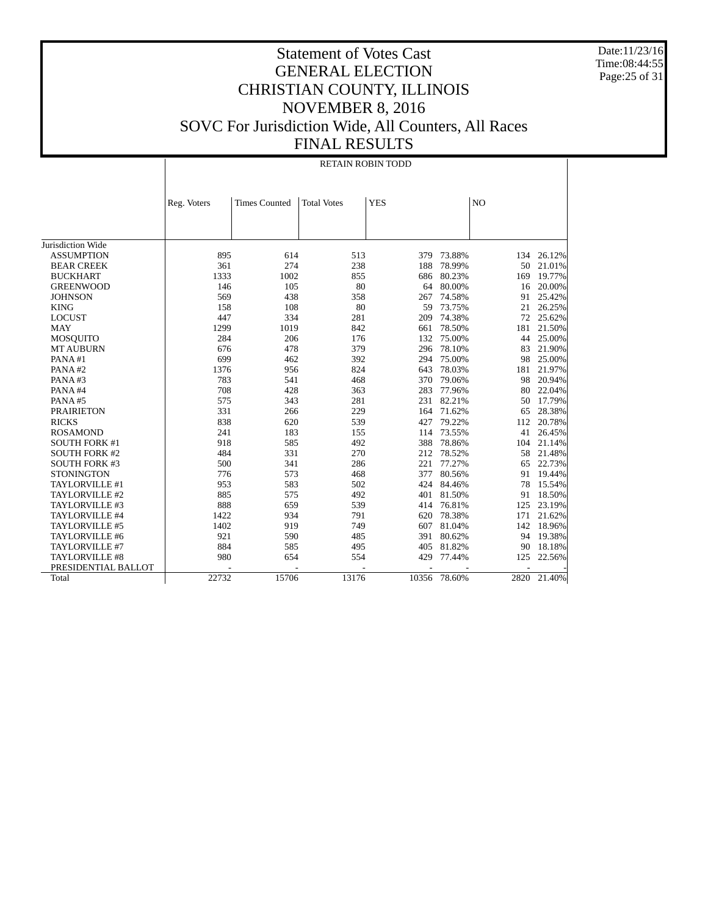# Statement of Votes Cast
# GENERAL ELECTION
# CHRISTIAN COUNTY, ILLINOIS
# NOVEMBER 8, 2016
# SOVC For Jurisdiction Wide, All Counters, All Races
# FINAL RESULTS

Date:11/23/16
Time:08:44:55

| | RETAIN ROBIN TODD | | | | | | |
|---|---|---|---|---|---|---|---|
| | Reg. Voters | Times Counted | Total Votes | YES | | NO | |
| Jurisdiction Wide | | | | | | | |
| ASSUMPTION | 895 | 614 | 513 | 379 | 73.88% | 134 | 26.12% |
| BEAR CREEK | 361 | 274 | 238 | 188 | 78.99% | 50 | 21.01% |
| BUCKHART | 1333 | 1002 | 855 | 686 | 80.23% | 169 | 19.77% |
| GREENWOOD | 146 | 105 | 80 | 64 | 80.00% | 16 | 20.00% |
| JOHNSON | 569 | 438 | 358 | 267 | 74.58% | 91 | 25.42% |
| KING | 158 | 108 | 80 | 59 | 73.75% | 21 | 26.25% |
| LOCUST | 447 | 334 | 281 | 209 | 74.38% | 72 | 25.62% |
| MAY | 1299 | 1019 | 842 | 661 | 78.50% | 181 | 21.50% |
| MOSQUITO | 284 | 206 | 176 | 132 | 75.00% | 44 | 25.00% |
| MT AUBURN | 676 | 478 | 379 | 296 | 78.10% | 83 | 21.90% |
| PANA #1 | 699 | 462 | 392 | 294 | 75.00% | 98 | 25.00% |
| PANA #2 | 1376 | 956 | 824 | 643 | 78.03% | 181 | 21.97% |
| PANA #3 | 783 | 541 | 468 | 370 | 79.06% | 98 | 20.94% |
| PANA #4 | 708 | 428 | 363 | 283 | 77.96% | 80 | 22.04% |
| PANA #5 | 575 | 343 | 281 | 231 | 82.21% | 50 | 17.79% |
| PRAIRIETON | 331 | 266 | 229 | 164 | 71.62% | 65 | 28.38% |
| RICKS | 838 | 620 | 539 | 427 | 79.22% | 112 | 20.78% |
| ROSAMOND | 241 | 183 | 155 | 114 | 73.55% | 41 | 26.45% |
| SOUTH FORK #1 | 918 | 585 | 492 | 388 | 78.86% | 104 | 21.14% |
| SOUTH FORK #2 | 484 | 331 | 270 | 212 | 78.52% | 58 | 21.48% |
| SOUTH FORK #3 | 500 | 341 | 286 | 221 | 77.27% | 65 | 22.73% |
| STONINGTON | 776 | 573 | 468 | 377 | 80.56% | 91 | 19.44% |
| TAYLORVILLE #1 | 953 | 583 | 502 | 424 | 84.46% | 78 | 15.54% |
| TAYLORVILLE #2 | 885 | 575 | 492 | 401 | 81.50% | 91 | 18.50% |
| TAYLORVILLE #3 | 888 | 659 | 539 | 414 | 76.81% | 125 | 23.19% |
| TAYLORVILLE #4 | 1422 | 934 | 791 | 620 | 78.38% | 171 | 21.62% |
| TAYLORVILLE #5 | 1402 | 919 | 749 | 607 | 81.04% | 142 | 18.96% |
| TAYLORVILLE #6 | 921 | 590 | 485 | 391 | 80.62% | 94 | 19.38% |
| TAYLORVILLE #7 | 884 | 585 | 495 | 405 | 81.82% | 90 | 18.18% |
| TAYLORVILLE #8 | 980 | 654 | 554 | 429 | 77.44% | 125 | 22.56% |
| PRESIDENTIAL BALLOT | - | - | - | - | - | - | - |
| Total | 22732 | 15706 | 13176 | 10356 | 78.60% | 2820 | 21.40% |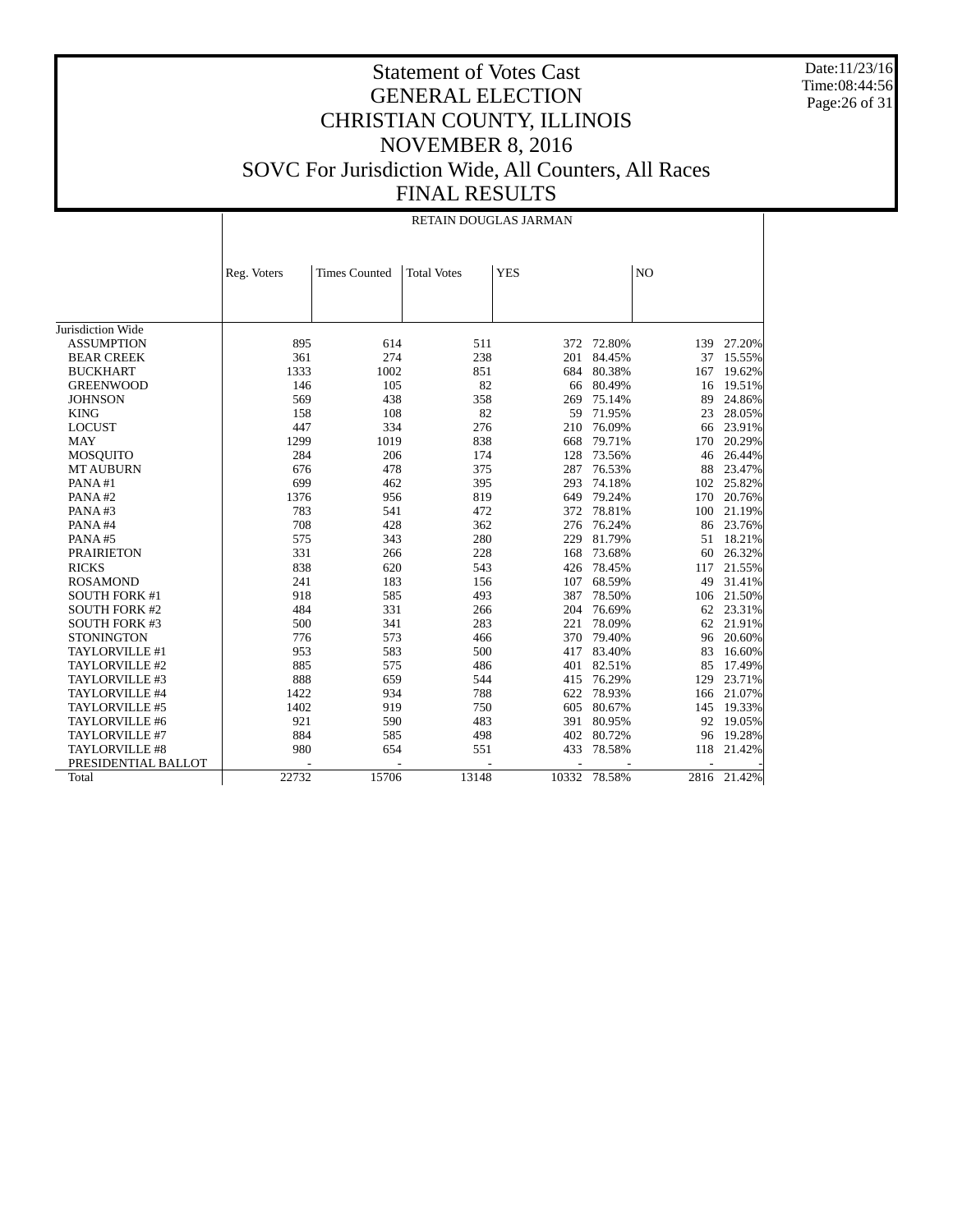# Statement of Votes Cast
# GENERAL ELECTION
# CHRISTIAN COUNTY, ILLINOIS
# NOVEMBER 8, 2016
# SOVC For Jurisdiction Wide, All Counters, All Races
# FINAL RESULTS

Date:11/23/16
Time:08:44:56

| | RETAIN DOUGLAS JARMAN | | | | | | |
|---|---|---|---|---|---|---|---|
| | Reg. Voters | Times Counted | Total Votes | YES | | NO | |
| Jurisdiction Wide | | | | | | | |
| ASSUMPTION | 895 | 614 | 511 | 372 | 72.80% | 139 | 27.20% |
| BEAR CREEK | 361 | 274 | 238 | 201 | 84.45% | 37 | 15.55% |
| BUCKHART | 1333 | 1002 | 851 | 684 | 80.38% | 167 | 19.62% |
| GREENWOOD | 146 | 105 | 82 | 66 | 80.49% | 16 | 19.51% |
| JOHNSON | 569 | 438 | 358 | 269 | 75.14% | 89 | 24.86% |
| KING | 158 | 108 | 82 | 59 | 71.95% | 23 | 28.05% |
| LOCUST | 447 | 334 | 276 | 210 | 76.09% | 66 | 23.91% |
| MAY | 1299 | 1019 | 838 | 668 | 79.71% | 170 | 20.29% |
| MOSQUITO | 284 | 206 | 174 | 128 | 73.56% | 46 | 26.44% |
| MT AUBURN | 676 | 478 | 375 | 287 | 76.53% | 88 | 23.47% |
| PANA #1 | 699 | 462 | 395 | 293 | 74.18% | 102 | 25.82% |
| PANA #2 | 1376 | 956 | 819 | 649 | 79.24% | 170 | 20.76% |
| PANA #3 | 783 | 541 | 472 | 372 | 78.81% | 100 | 21.19% |
| PANA #4 | 708 | 428 | 362 | 276 | 76.24% | 86 | 23.76% |
| PANA #5 | 575 | 343 | 280 | 229 | 81.79% | 51 | 18.21% |
| PRAIRIETON | 331 | 266 | 228 | 168 | 73.68% | 60 | 26.32% |
| RICKS | 838 | 620 | 543 | 426 | 78.45% | 117 | 21.55% |
| ROSAMOND | 241 | 183 | 156 | 107 | 68.59% | 49 | 31.41% |
| SOUTH FORK #1 | 918 | 585 | 493 | 387 | 78.50% | 106 | 21.50% |
| SOUTH FORK #2 | 484 | 331 | 266 | 204 | 76.69% | 62 | 23.31% |
| SOUTH FORK #3 | 500 | 341 | 283 | 221 | 78.09% | 62 | 21.91% |
| STONINGTON | 776 | 573 | 466 | 370 | 79.40% | 96 | 20.60% |
| TAYLORVILLE #1 | 953 | 583 | 500 | 417 | 83.40% | 83 | 16.60% |
| TAYLORVILLE #2 | 885 | 575 | 486 | 401 | 82.51% | 85 | 17.49% |
| TAYLORVILLE #3 | 888 | 659 | 544 | 415 | 76.29% | 129 | 23.71% |
| TAYLORVILLE #4 | 1422 | 934 | 788 | 622 | 78.93% | 166 | 21.07% |
| TAYLORVILLE #5 | 1402 | 919 | 750 | 605 | 80.67% | 145 | 19.33% |
| TAYLORVILLE #6 | 921 | 590 | 483 | 391 | 80.95% | 92 | 19.05% |
| TAYLORVILLE #7 | 884 | 585 | 498 | 402 | 80.72% | 96 | 19.28% |
| TAYLORVILLE #8 | 980 | 654 | 551 | 433 | 78.58% | 118 | 21.42% |
| PRESIDENTIAL BALLOT | - | - | - | - | - | - | - |
| Total | 22732 | 15706 | 13148 | 10332 | 78.58% | 2816 | 21.42% |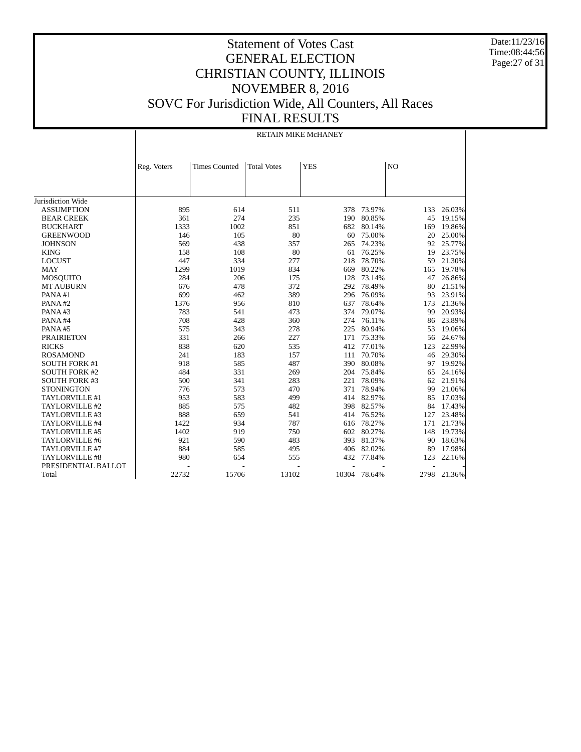# Statement of Votes Cast
# GENERAL ELECTION
# CHRISTIAN COUNTY, ILLINOIS
# NOVEMBER 8, 2016
# SOVC For Jurisdiction Wide, All Counters, All Races
# FINAL RESULTS

Date:11/23/16
Time:08:44:56

| | RETAIN MIKE McHANEY | | | | | | |
|---|---|---|---|---|---|---|---|
| | Reg. Voters | Times Counted | Total Votes | YES | | NO | |
| Jurisdiction Wide | | | | | | | |
| ASSUMPTION | 895 | 614 | 511 | 378 | 73.97% | 133 | 26.03% |
| BEAR CREEK | 361 | 274 | 235 | 190 | 80.85% | 45 | 19.15% |
| BUCKHART | 1333 | 1002 | 851 | 682 | 80.14% | 169 | 19.86% |
| GREENWOOD | 146 | 105 | 80 | 60 | 75.00% | 20 | 25.00% |
| JOHNSON | 569 | 438 | 357 | 265 | 74.23% | 92 | 25.77% |
| KING | 158 | 108 | 80 | 61 | 76.25% | 19 | 23.75% |
| LOCUST | 447 | 334 | 277 | 218 | 78.70% | 59 | 21.30% |
| MAY | 1299 | 1019 | 834 | 669 | 80.22% | 165 | 19.78% |
| MOSQUITO | 284 | 206 | 175 | 128 | 73.14% | 47 | 26.86% |
| MT AUBURN | 676 | 478 | 372 | 292 | 78.49% | 80 | 21.51% |
| PANA #1 | 699 | 462 | 389 | 296 | 76.09% | 93 | 23.91% |
| PANA #2 | 1376 | 956 | 810 | 637 | 78.64% | 173 | 21.36% |
| PANA #3 | 783 | 541 | 473 | 374 | 79.07% | 99 | 20.93% |
| PANA #4 | 708 | 428 | 360 | 274 | 76.11% | 86 | 23.89% |
| PANA #5 | 575 | 343 | 278 | 225 | 80.94% | 53 | 19.06% |
| PRAIRIETON | 331 | 266 | 227 | 171 | 75.33% | 56 | 24.67% |
| RICKS | 838 | 620 | 535 | 412 | 77.01% | 123 | 22.99% |
| ROSAMOND | 241 | 183 | 157 | 111 | 70.70% | 46 | 29.30% |
| SOUTH FORK #1 | 918 | 585 | 487 | 390 | 80.08% | 97 | 19.92% |
| SOUTH FORK #2 | 484 | 331 | 269 | 204 | 75.84% | 65 | 24.16% |
| SOUTH FORK #3 | 500 | 341 | 283 | 221 | 78.09% | 62 | 21.91% |
| STONINGTON | 776 | 573 | 470 | 371 | 78.94% | 99 | 21.06% |
| TAYLORVILLE #1 | 953 | 583 | 499 | 414 | 82.97% | 85 | 17.03% |
| TAYLORVILLE #2 | 885 | 575 | 482 | 398 | 82.57% | 84 | 17.43% |
| TAYLORVILLE #3 | 888 | 659 | 541 | 414 | 76.52% | 127 | 23.48% |
| TAYLORVILLE #4 | 1422 | 934 | 787 | 616 | 78.27% | 171 | 21.73% |
| TAYLORVILLE #5 | 1402 | 919 | 750 | 602 | 80.27% | 148 | 19.73% |
| TAYLORVILLE #6 | 921 | 590 | 483 | 393 | 81.37% | 90 | 18.63% |
| TAYLORVILLE #7 | 884 | 585 | 495 | 406 | 82.02% | 89 | 17.98% |
| TAYLORVILLE #8 | 980 | 654 | 555 | 432 | 77.84% | 123 | 22.16% |
| PRESIDENTIAL BALLOT | - | - | - | - | - | - | - |
| Total | 22732 | 15706 | 13102 | 10304 | 78.64% | 2798 | 21.36% |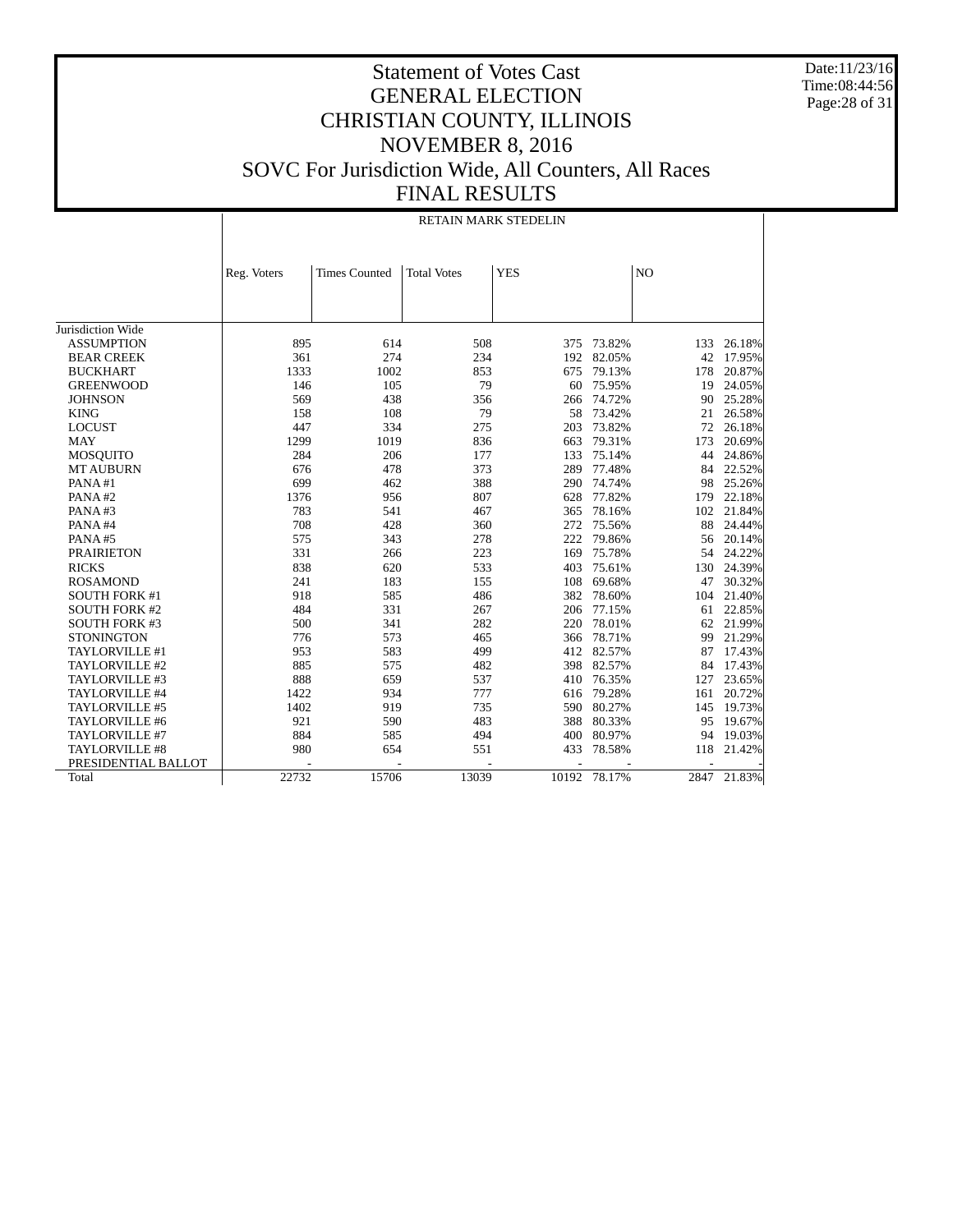# Statement of Votes Cast
# GENERAL ELECTION
# CHRISTIAN COUNTY, ILLINOIS
# NOVEMBER 8, 2016
# SOVC For Jurisdiction Wide, All Counters, All Races
# FINAL RESULTS

Date:11/23/16
Time:08:44:56

RETAIN MARK STEDELIN

| | Reg. Voters | Times Counted | Total Votes | YES | | NO | |
|---|---|---|---|---|---|---|---|
| Jurisdiction Wide | | | | | | | |
| ASSUMPTION | 895 | 614 | 508 | 375 | 73.82% | 133 | 26.18% |
| BEAR CREEK | 361 | 274 | 234 | 192 | 82.05% | 42 | 17.95% |
| BUCKHART | 1333 | 1002 | 853 | 675 | 79.13% | 178 | 20.87% |
| GREENWOOD | 146 | 105 | 79 | 60 | 75.95% | 19 | 24.05% |
| JOHNSON | 569 | 438 | 356 | 266 | 74.72% | 90 | 25.28% |
| KING | 158 | 108 | 79 | 58 | 73.42% | 21 | 26.58% |
| LOCUST | 447 | 334 | 275 | 203 | 73.82% | 72 | 26.18% |
| MAY | 1299 | 1019 | 836 | 663 | 79.31% | 173 | 20.69% |
| MOSQUITO | 284 | 206 | 177 | 133 | 75.14% | 44 | 24.86% |
| MT AUBURN | 676 | 478 | 373 | 289 | 77.48% | 84 | 22.52% |
| PANA #1 | 699 | 462 | 388 | 290 | 74.74% | 98 | 25.26% |
| PANA #2 | 1376 | 956 | 807 | 628 | 77.82% | 179 | 22.18% |
| PANA #3 | 783 | 541 | 467 | 365 | 78.16% | 102 | 21.84% |
| PANA #4 | 708 | 428 | 360 | 272 | 75.56% | 88 | 24.44% |
| PANA #5 | 575 | 343 | 278 | 222 | 79.86% | 56 | 20.14% |
| PRAIRIETON | 331 | 266 | 223 | 169 | 75.78% | 54 | 24.22% |
| RICKS | 838 | 620 | 533 | 403 | 75.61% | 130 | 24.39% |
| ROSAMOND | 241 | 183 | 155 | 108 | 69.68% | 47 | 30.32% |
| SOUTH FORK #1 | 918 | 585 | 486 | 382 | 78.60% | 104 | 21.40% |
| SOUTH FORK #2 | 484 | 331 | 267 | 206 | 77.15% | 61 | 22.85% |
| SOUTH FORK #3 | 500 | 341 | 282 | 220 | 78.01% | 62 | 21.99% |
| STONINGTON | 776 | 573 | 465 | 366 | 78.71% | 99 | 21.29% |
| TAYLORVILLE #1 | 953 | 583 | 499 | 412 | 82.57% | 87 | 17.43% |
| TAYLORVILLE #2 | 885 | 575 | 482 | 398 | 82.57% | 84 | 17.43% |
| TAYLORVILLE #3 | 888 | 659 | 537 | 410 | 76.35% | 127 | 23.65% |
| TAYLORVILLE #4 | 1422 | 934 | 777 | 616 | 79.28% | 161 | 20.72% |
| TAYLORVILLE #5 | 1402 | 919 | 735 | 590 | 80.27% | 145 | 19.73% |
| TAYLORVILLE #6 | 921 | 590 | 483 | 388 | 80.33% | 95 | 19.67% |
| TAYLORVILLE #7 | 884 | 585 | 494 | 400 | 80.97% | 94 | 19.03% |
| TAYLORVILLE #8 | 980 | 654 | 551 | 433 | 78.58% | 118 | 21.42% |
| PRESIDENTIAL BALLOT | - | - | - | - | - | - | - |
| Total | 22732 | 15706 | 13039 | 10192 | 78.17% | 2847 | 21.83% |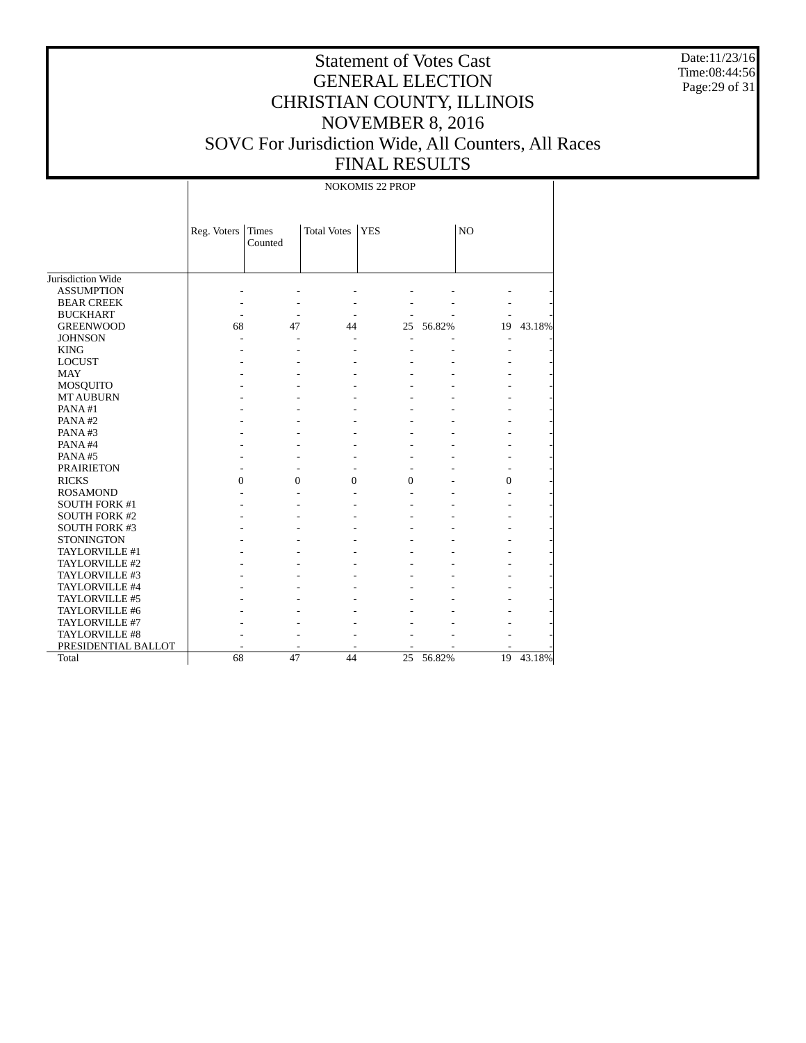# Statement of Votes Cast
# GENERAL ELECTION
# CHRISTIAN COUNTY, ILLINOIS
# NOVEMBER 8, 2016
# SOVC For Jurisdiction Wide, All Counters, All Races
# FINAL RESULTS

Date:11/23/16
Time:08:44:56

| | NOKOMIS 22 PROP | | | | | | |
|---|---|---|---|---|---|---|---|
| | Reg. Voters | Times Counted | Total Votes | YES | | NO | |
| Jurisdiction Wide | | | | | | | |
| ASSUMPTION | - | - | - | - | - | - | - |
| BEAR CREEK | - | - | - | - | - | - | - |
| BUCKHART | - | - | - | - | - | - | - |
| GREENWOOD | 68 | 47 | 44 | 25 | 56.82% | 19 | 43.18% |
| JOHNSON | - | - | - | - | - | - | - |
| KING | - | - | - | - | - | - | - |
| LOCUST | - | - | - | - | - | - | - |
| MAY | - | - | - | - | - | - | - |
| MOSQUITO | - | - | - | - | - | - | - |
| MT AUBURN | - | - | - | - | - | - | - |
| PANA #1 | - | - | - | - | - | - | - |
| PANA #2 | - | - | - | - | - | - | - |
| PANA #3 | - | - | - | - | - | - | - |
| PANA #4 | - | - | - | - | - | - | - |
| PANA #5 | - | - | - | - | - | - | - |
| PRAIRIETON | - | - | - | - | - | - | - |
| RICKS | 0 | 0 | 0 | 0 | - | 0 | - |
| ROSAMOND | - | - | - | - | - | - | - |
| SOUTH FORK #1 | - | - | - | - | - | - | - |
| SOUTH FORK #2 | - | - | - | - | - | - | - |
| SOUTH FORK #3 | - | - | - | - | - | - | - |
| STONINGTON | - | - | - | - | - | - | - |
| TAYLORVILLE #1 | - | - | - | - | - | - | - |
| TAYLORVILLE #2 | - | - | - | - | - | - | - |
| TAYLORVILLE #3 | - | - | - | - | - | - | - |
| TAYLORVILLE #4 | - | - | - | - | - | - | - |
| TAYLORVILLE #5 | - | - | - | - | - | - | - |
| TAYLORVILLE #6 | - | - | - | - | - | - | - |
| TAYLORVILLE #7 | - | - | - | - | - | - | - |
| TAYLORVILLE #8 | - | - | - | - | - | - | - |
| PRESIDENTIAL BALLOT | - | - | - | - | - | - | - |
| Total | 68 | 47 | 44 | 25 | 56.82% | 19 | 43.18% |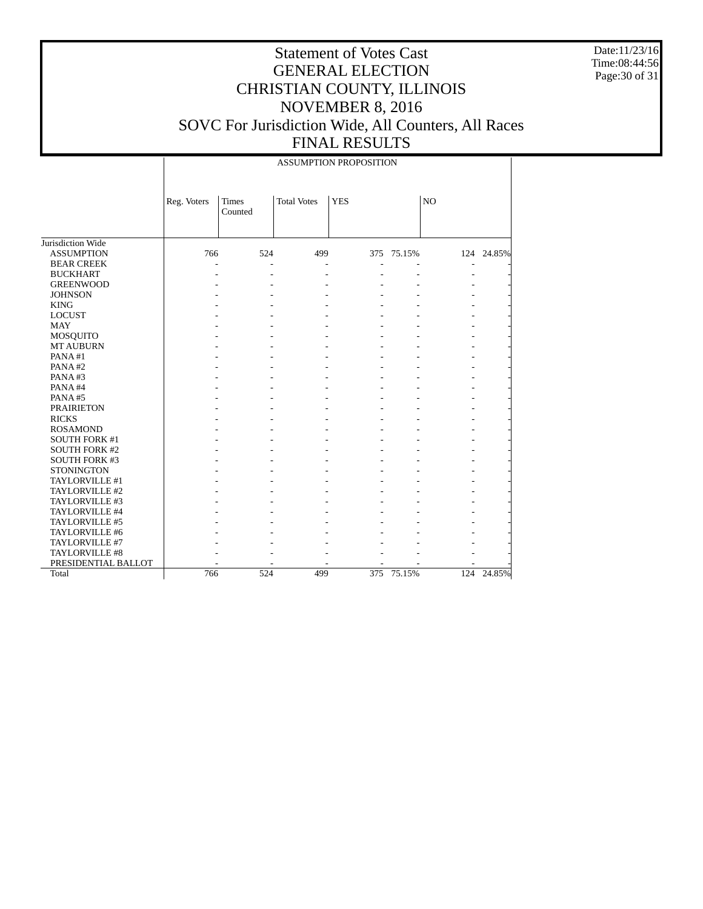# Statement of Votes Cast
## GENERAL ELECTION
## CHRISTIAN COUNTY, ILLINOIS
## NOVEMBER 8, 2016
## SOVC For Jurisdiction Wide, All Counters, All Races
## FINAL RESULTS

Date:11/23/16
Time:08:44:56

| | ASSUMPTION PROPOSITION | | | | | | |
|---|---|---|---|---|---|---|---|
| | Reg. Voters | Times Counted | Total Votes | YES | | NO | |
| Jurisdiction Wide | | | | | | | |
| ASSUMPTION | 766 | 524 | 499 | 375 | 75.15% | 124 | 24.85% |
| BEAR CREEK | - | - | - | - | - | - | - |
| BUCKHART | - | - | - | - | - | - | - |
| GREENWOOD | - | - | - | - | - | - | - |
| JOHNSON | - | - | - | - | - | - | - |
| KING | - | - | - | - | - | - | - |
| LOCUST | - | - | - | - | - | - | - |
| MAY | - | - | - | - | - | - | - |
| MOSQUITO | - | - | - | - | - | - | - |
| MT AUBURN | - | - | - | - | - | - | - |
| PANA #1 | - | - | - | - | - | - | - |
| PANA #2 | - | - | - | - | - | - | - |
| PANA #3 | - | - | - | - | - | - | - |
| PANA #4 | - | - | - | - | - | - | - |
| PANA #5 | - | - | - | - | - | - | - |
| PRAIRIETON | - | - | - | - | - | - | - |
| RICKS | - | - | - | - | - | - | - |
| ROSAMOND | - | - | - | - | - | - | - |
| SOUTH FORK #1 | - | - | - | - | - | - | - |
| SOUTH FORK #2 | - | - | - | - | - | - | - |
| SOUTH FORK #3 | - | - | - | - | - | - | - |
| STONINGTON | - | - | - | - | - | - | - |
| TAYLORVILLE #1 | - | - | - | - | - | - | - |
| TAYLORVILLE #2 | - | - | - | - | - | - | - |
| TAYLORVILLE #3 | - | - | - | - | - | - | - |
| TAYLORVILLE #4 | - | - | - | - | - | - | - |
| TAYLORVILLE #5 | - | - | - | - | - | - | - |
| TAYLORVILLE #6 | - | - | - | - | - | - | - |
| TAYLORVILLE #7 | - | - | - | - | - | - | - |
| TAYLORVILLE #8 | - | - | - | - | - | - | - |
| PRESIDENTIAL BALLOT | - | - | - | - | - | - | - |
| Total | 766 | 524 | 499 | 375 | 75.15% | 124 | 24.85% |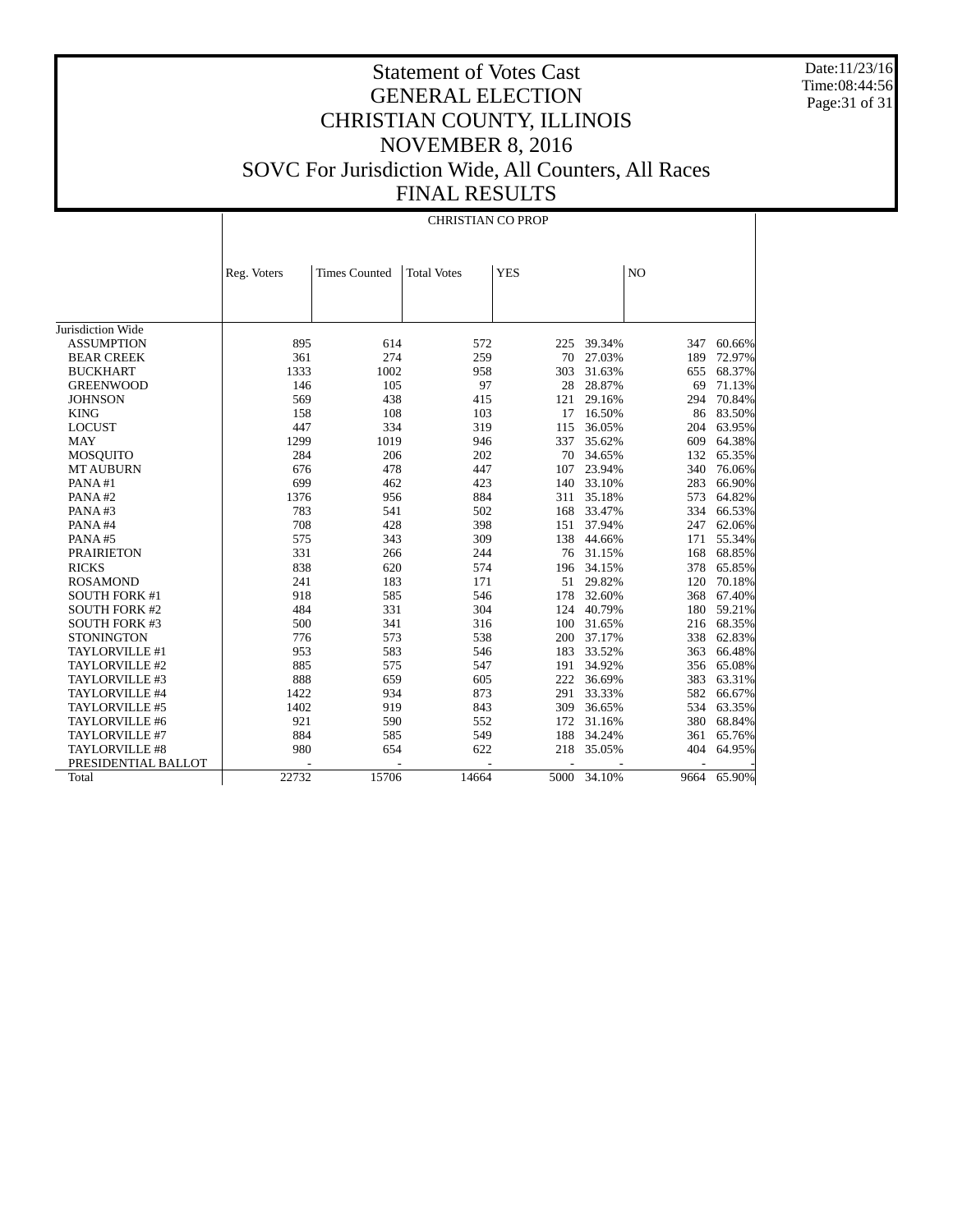# Statement of Votes Cast
## GENERAL ELECTION
## CHRISTIAN COUNTY, ILLINOIS
## NOVEMBER 8, 2016
## SOVC For Jurisdiction Wide, All Counters, All Races
## FINAL RESULTS

Date:11/23/16
Time:08:44:56

| | CHRISTIAN CO PROP | | | | | | |
|---|---|---|---|---|---|---|---|
| | Reg. Voters | Times Counted | Total Votes | YES | | NO | |
| Jurisdiction Wide | | | | | | | |
| ASSUMPTION | 895 | 614 | 572 | 225 | 39.34% | 347 | 60.66% |
| BEAR CREEK | 361 | 274 | 259 | 70 | 27.03% | 189 | 72.97% |
| BUCKHART | 1333 | 1002 | 958 | 303 | 31.63% | 655 | 68.37% |
| GREENWOOD | 146 | 105 | 97 | 28 | 28.87% | 69 | 71.13% |
| JOHNSON | 569 | 438 | 415 | 121 | 29.16% | 294 | 70.84% |
| KING | 158 | 108 | 103 | 17 | 16.50% | 86 | 83.50% |
| LOCUST | 447 | 334 | 319 | 115 | 36.05% | 204 | 63.95% |
| MAY | 1299 | 1019 | 946 | 337 | 35.62% | 609 | 64.38% |
| MOSQUITO | 284 | 206 | 202 | 70 | 34.65% | 132 | 65.35% |
| MT AUBURN | 676 | 478 | 447 | 107 | 23.94% | 340 | 76.06% |
| PANA #1 | 699 | 462 | 423 | 140 | 33.10% | 283 | 66.90% |
| PANA #2 | 1376 | 956 | 884 | 311 | 35.18% | 573 | 64.82% |
| PANA #3 | 783 | 541 | 502 | 168 | 33.47% | 334 | 66.53% |
| PANA #4 | 708 | 428 | 398 | 151 | 37.94% | 247 | 62.06% |
| PANA #5 | 575 | 343 | 309 | 138 | 44.66% | 171 | 55.34% |
| PRAIRIETON | 331 | 266 | 244 | 76 | 31.15% | 168 | 68.85% |
| RICKS | 838 | 620 | 574 | 196 | 34.15% | 378 | 65.85% |
| ROSAMOND | 241 | 183 | 171 | 51 | 29.82% | 120 | 70.18% |
| SOUTH FORK #1 | 918 | 585 | 546 | 178 | 32.60% | 368 | 67.40% |
| SOUTH FORK #2 | 484 | 331 | 304 | 124 | 40.79% | 180 | 59.21% |
| SOUTH FORK #3 | 500 | 341 | 316 | 100 | 31.65% | 216 | 68.35% |
| STONINGTON | 776 | 573 | 538 | 200 | 37.17% | 338 | 62.83% |
| TAYLORVILLE #1 | 953 | 583 | 546 | 183 | 33.52% | 363 | 66.48% |
| TAYLORVILLE #2 | 885 | 575 | 547 | 191 | 34.92% | 356 | 65.08% |
| TAYLORVILLE #3 | 888 | 659 | 605 | 222 | 36.69% | 383 | 63.31% |
| TAYLORVILLE #4 | 1422 | 934 | 873 | 291 | 33.33% | 582 | 66.67% |
| TAYLORVILLE #5 | 1402 | 919 | 843 | 309 | 36.65% | 534 | 63.35% |
| TAYLORVILLE #6 | 921 | 590 | 552 | 172 | 31.16% | 380 | 68.84% |
| TAYLORVILLE #7 | 884 | 585 | 549 | 188 | 34.24% | 361 | 65.76% |
| TAYLORVILLE #8 | 980 | 654 | 622 | 218 | 35.05% | 404 | 64.95% |
| PRESIDENTIAL BALLOT | - | - | - | - | - | - | - |
| Total | 22732 | 15706 | 14664 | 5000 | 34.10% | 9664 | 65.90% |